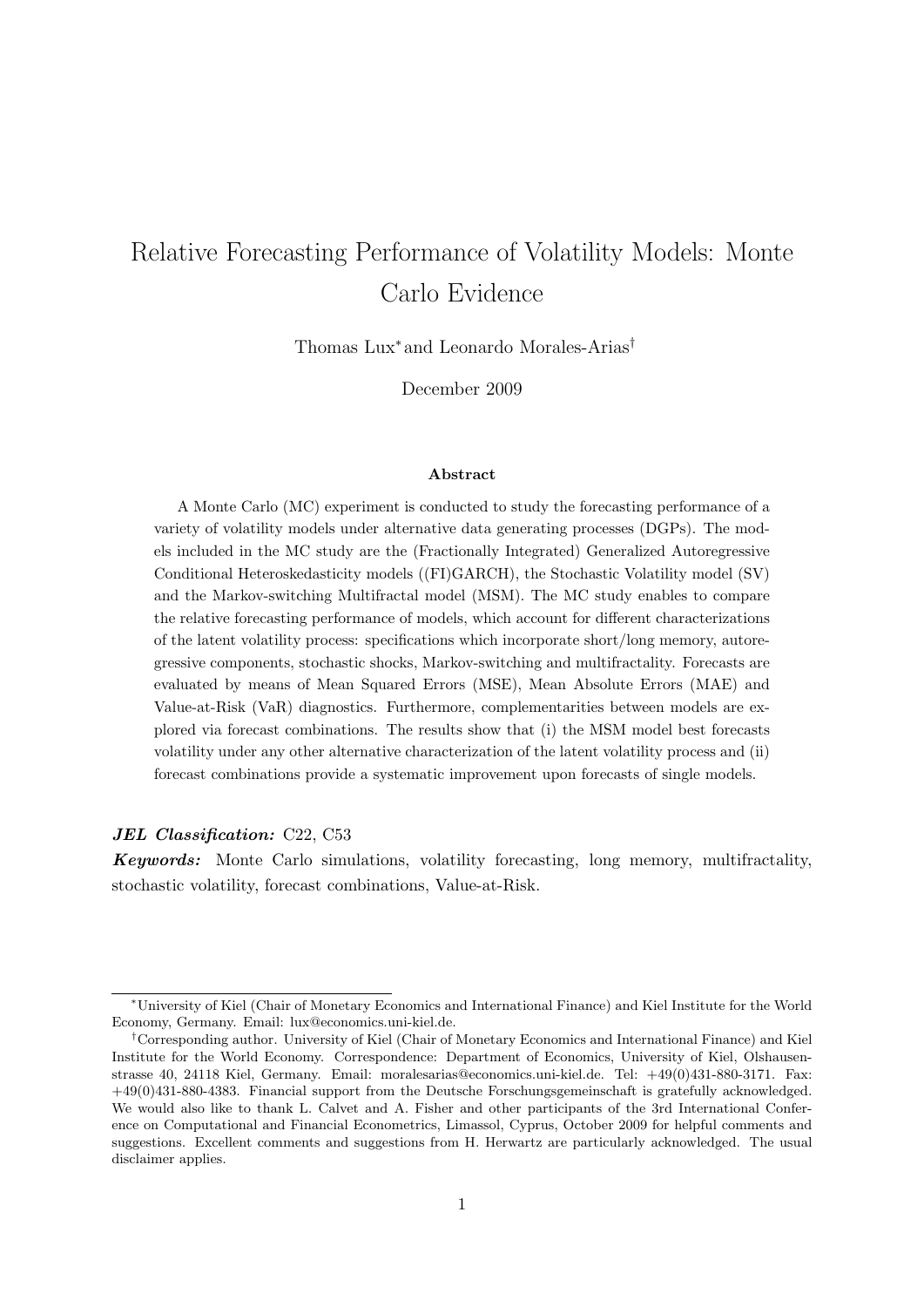// Relative Forecasting Performance of Volatility Models: Monte Carlo Evidence

Thomas Lux[*] and Leonardo Morales-Arias[†]

December 2009

### Abstract

A Monte Carlo (MC) experiment is conducted to study the forecasting performance of a variety of volatility models under alternative data generating processes (DGPs). The models included in the MC study are the (Fractionally Integrated) Generalized Autoregressive Conditional Heteroskedasticity models ((FI)GARCH), the Stochastic Volatility model (SV) and the Markov-switching Multifractal model (MSM). The MC study enables to compare the relative forecasting performance of models, which account for different characterizations of the latent volatility process: specifications which incorporate short/long memory, autoregressive components, stochastic shocks, Markov-switching and multifractality. Forecasts are evaluated by means of Mean Squared Errors (MSE), Mean Absolute Errors (MAE) and Value-at-Risk (VaR) diagnostics. Furthermore, complementarities between models are explored via forecast combinations. The results show that (i) the MSM model best forecasts volatility under any other alternative characterization of the latent volatility process and (ii) forecast combinations provide a systematic improvement upon forecasts of single models.

***JEL Classification:*** C22, C53
***Keywords:*** Monte Carlo simulations, volatility forecasting, long memory, multifractality, stochastic volatility, forecast combinations, Value-at-Risk.

---

[*]University of Kiel (Chair of Monetary Economics and International Finance) and Kiel Institute for the World Economy, Germany. Email: lux@economics.uni-kiel.de.

[†]Corresponding author. University of Kiel (Chair of Monetary Economics and International Finance) and Kiel Institute for the World Economy. Correspondence: Department of Economics, University of Kiel, Olshausenstrasse 40, 24118 Kiel, Germany. Email: moralesarias@economics.uni-kiel.de. Tel: +49(0)431-880-3171. Fax: +49(0)431-880-4383. Financial support from the Deutsche Forschungsgemeinschaft is gratefully acknowledged. We would also like to thank L. Calvet and A. Fisher and other participants of the 3rd International Conference on Computational and Financial Econometrics, Limassol, Cyprus, October 2009 for helpful comments and suggestions. Excellent comments and suggestions from H. Herwartz are particularly acknowledged. The usual disclaimer applies.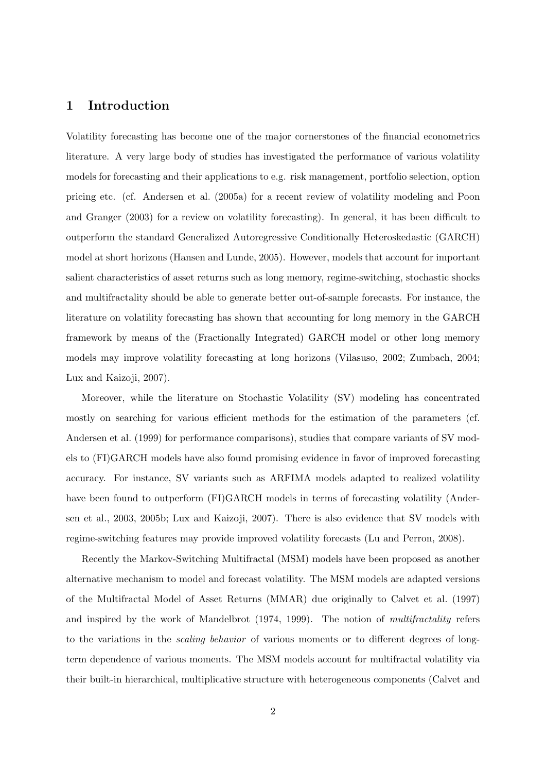# 1 Introduction

Volatility forecasting has become one of the major cornerstones of the financial econometrics literature. A very large body of studies has investigated the performance of various volatility models for forecasting and their applications to e.g. risk management, portfolio selection, option pricing etc. (cf. Andersen et al. (2005a) for a recent review of volatility modeling and Poon and Granger (2003) for a review on volatility forecasting). In general, it has been difficult to outperform the standard Generalized Autoregressive Conditionally Heteroskedastic (GARCH) model at short horizons (Hansen and Lunde, 2005). However, models that account for important salient characteristics of asset returns such as long memory, regime-switching, stochastic shocks and multifractality should be able to generate better out-of-sample forecasts. For instance, the literature on volatility forecasting has shown that accounting for long memory in the GARCH framework by means of the (Fractionally Integrated) GARCH model or other long memory models may improve volatility forecasting at long horizons (Vilasuso, 2002; Zumbach, 2004; Lux and Kaizoji, 2007).

Moreover, while the literature on Stochastic Volatility (SV) modeling has concentrated mostly on searching for various efficient methods for the estimation of the parameters (cf. Andersen et al. (1999) for performance comparisons), studies that compare variants of SV models to (FI)GARCH models have also found promising evidence in favor of improved forecasting accuracy. For instance, SV variants such as ARFIMA models adapted to realized volatility have been found to outperform (FI)GARCH models in terms of forecasting volatility (Andersen et al., 2003, 2005b; Lux and Kaizoji, 2007). There is also evidence that SV models with regime-switching features may provide improved volatility forecasts (Lu and Perron, 2008).

Recently the Markov-Switching Multifractal (MSM) models have been proposed as another alternative mechanism to model and forecast volatility. The MSM models are adapted versions of the Multifractal Model of Asset Returns (MMAR) due originally to Calvet et al. (1997) and inspired by the work of Mandelbrot (1974, 1999). The notion of *multifractality* refers to the variations in the *scaling behavior* of various moments or to different degrees of long-term dependence of various moments. The MSM models account for multifractal volatility via their built-in hierarchical, multiplicative structure with heterogeneous components (Calvet and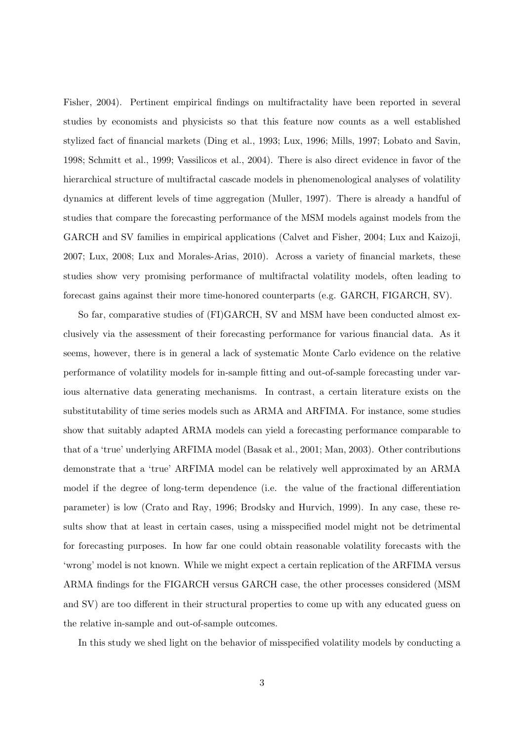Fisher, 2004). Pertinent empirical findings on multifractality have been reported in several studies by economists and physicists so that this feature now counts as a well established stylized fact of financial markets (Ding et al., 1993; Lux, 1996; Mills, 1997; Lobato and Savin, 1998; Schmitt et al., 1999; Vassilicos et al., 2004). There is also direct evidence in favor of the hierarchical structure of multifractal cascade models in phenomenological analyses of volatility dynamics at different levels of time aggregation (Muller, 1997). There is already a handful of studies that compare the forecasting performance of the MSM models against models from the GARCH and SV families in empirical applications (Calvet and Fisher, 2004; Lux and Kaizoji, 2007; Lux, 2008; Lux and Morales-Arias, 2010). Across a variety of financial markets, these studies show very promising performance of multifractal volatility models, often leading to forecast gains against their more time-honored counterparts (e.g. GARCH, FIGARCH, SV).

So far, comparative studies of (FI)GARCH, SV and MSM have been conducted almost exclusively via the assessment of their forecasting performance for various financial data. As it seems, however, there is in general a lack of systematic Monte Carlo evidence on the relative performance of volatility models for in-sample fitting and out-of-sample forecasting under various alternative data generating mechanisms. In contrast, a certain literature exists on the substitutability of time series models such as ARMA and ARFIMA. For instance, some studies show that suitably adapted ARMA models can yield a forecasting performance comparable to that of a 'true' underlying ARFIMA model (Basak et al., 2001; Man, 2003). Other contributions demonstrate that a 'true' ARFIMA model can be relatively well approximated by an ARMA model if the degree of long-term dependence (i.e. the value of the fractional differentiation parameter) is low (Crato and Ray, 1996; Brodsky and Hurvich, 1999). In any case, these results show that at least in certain cases, using a misspecified model might not be detrimental for forecasting purposes. In how far one could obtain reasonable volatility forecasts with the 'wrong' model is not known. While we might expect a certain replication of the ARFIMA versus ARMA findings for the FIGARCH versus GARCH case, the other processes considered (MSM and SV) are too different in their structural properties to come up with any educated guess on the relative in-sample and out-of-sample outcomes.

In this study we shed light on the behavior of misspecified volatility models by conducting a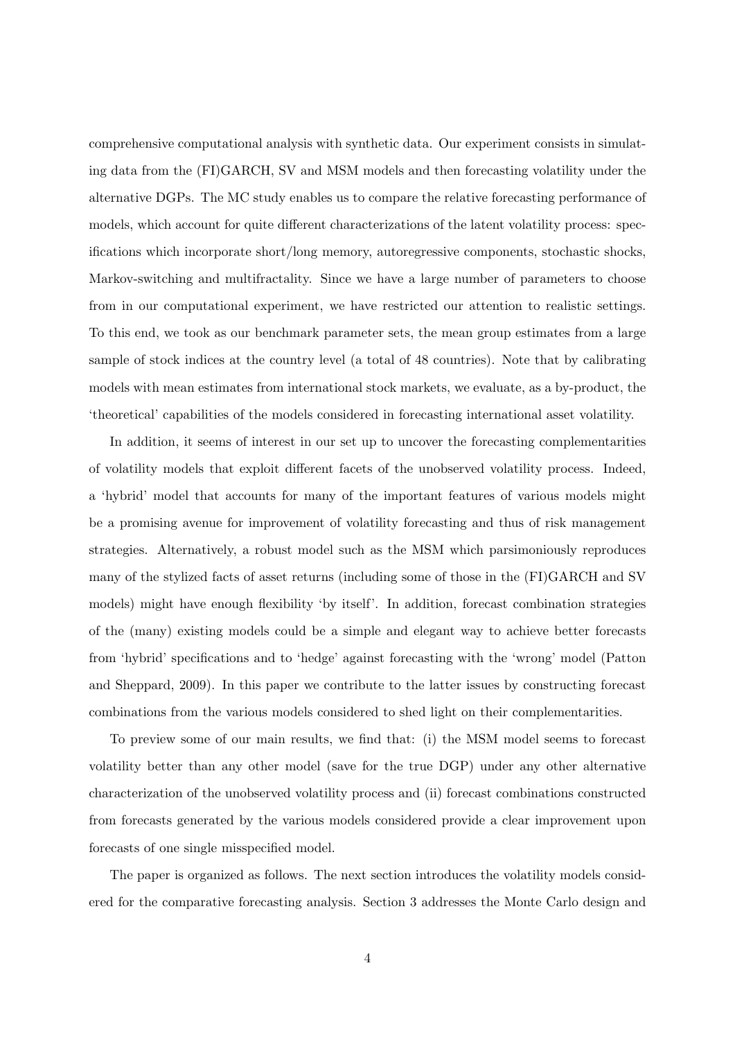comprehensive computational analysis with synthetic data. Our experiment consists in simulating data from the (FI)GARCH, SV and MSM models and then forecasting volatility under the alternative DGPs. The MC study enables us to compare the relative forecasting performance of models, which account for quite different characterizations of the latent volatility process: specifications which incorporate short/long memory, autoregressive components, stochastic shocks, Markov-switching and multifractality. Since we have a large number of parameters to choose from in our computational experiment, we have restricted our attention to realistic settings. To this end, we took as our benchmark parameter sets, the mean group estimates from a large sample of stock indices at the country level (a total of 48 countries). Note that by calibrating models with mean estimates from international stock markets, we evaluate, as a by-product, the 'theoretical' capabilities of the models considered in forecasting international asset volatility.

In addition, it seems of interest in our set up to uncover the forecasting complementarities of volatility models that exploit different facets of the unobserved volatility process. Indeed, a 'hybrid' model that accounts for many of the important features of various models might be a promising avenue for improvement of volatility forecasting and thus of risk management strategies. Alternatively, a robust model such as the MSM which parsimoniously reproduces many of the stylized facts of asset returns (including some of those in the (FI)GARCH and SV models) might have enough flexibility 'by itself'. In addition, forecast combination strategies of the (many) existing models could be a simple and elegant way to achieve better forecasts from 'hybrid' specifications and to 'hedge' against forecasting with the 'wrong' model (Patton and Sheppard, 2009). In this paper we contribute to the latter issues by constructing forecast combinations from the various models considered to shed light on their complementarities.

To preview some of our main results, we find that: (i) the MSM model seems to forecast volatility better than any other model (save for the true DGP) under any other alternative characterization of the unobserved volatility process and (ii) forecast combinations constructed from forecasts generated by the various models considered provide a clear improvement upon forecasts of one single misspecified model.

The paper is organized as follows. The next section introduces the volatility models considered for the comparative forecasting analysis. Section 3 addresses the Monte Carlo design and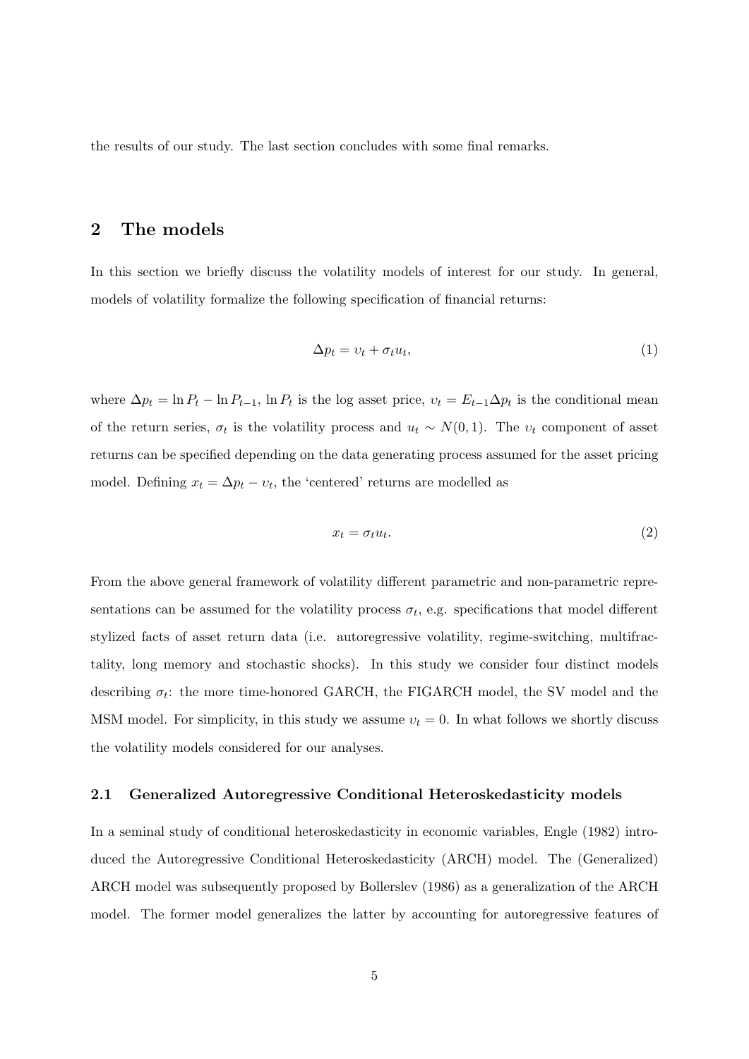the results of our study. The last section concludes with some final remarks.

## 2 The models

In this section we briefly discuss the volatility models of interest for our study. In general, models of volatility formalize the following specification of financial returns:

$$\Delta p_t = \upsilon_t + \sigma_t u_t, \tag{1}$$

where $\Delta p_t = \ln P_t - \ln P_{t-1}$, $\ln P_t$ is the log asset price, $\upsilon_t = E_{t-1}\Delta p_t$ is the conditional mean of the return series, $\sigma_t$ is the volatility process and $u_t \sim N(0,1)$. The $\upsilon_t$ component of asset returns can be specified depending on the data generating process assumed for the asset pricing model. Defining $x_t = \Delta p_t - \upsilon_t$, the 'centered' returns are modelled as

$$x_t = \sigma_t u_t. \tag{2}$$

From the above general framework of volatility different parametric and non-parametric representations can be assumed for the volatility process $\sigma_t$, e.g. specifications that model different stylized facts of asset return data (i.e. autoregressive volatility, regime-switching, multifractality, long memory and stochastic shocks). In this study we consider four distinct models describing $\sigma_t$: the more time-honored GARCH, the FIGARCH model, the SV model and the MSM model. For simplicity, in this study we assume $\upsilon_t = 0$. In what follows we shortly discuss the volatility models considered for our analyses.

### 2.1 Generalized Autoregressive Conditional Heteroskedasticity models

In a seminal study of conditional heteroskedasticity in economic variables, Engle (1982) introduced the Autoregressive Conditional Heteroskedasticity (ARCH) model. The (Generalized) ARCH model was subsequently proposed by Bollerslev (1986) as a generalization of the ARCH model. The former model generalizes the latter by accounting for autoregressive features of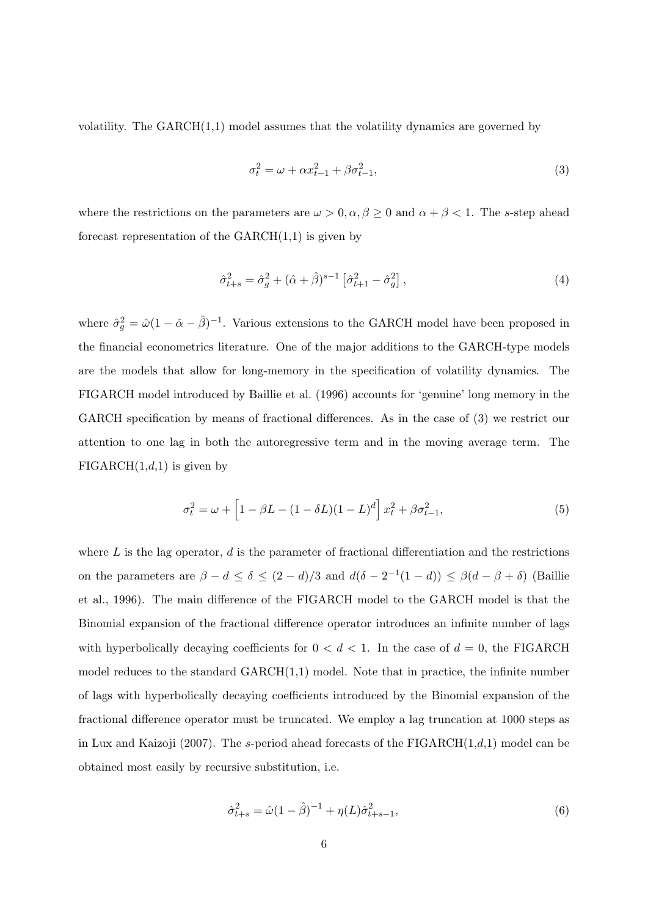volatility. The GARCH(1,1) model assumes that the volatility dynamics are governed by

$$\sigma_t^2 = \omega + \alpha x_{t-1}^2 + \beta \sigma_{t-1}^2, \tag{3}$$

where the restrictions on the parameters are $\omega > 0, \alpha, \beta \geq 0$ and $\alpha + \beta < 1$. The $s$-step ahead forecast representation of the GARCH(1,1) is given by

$$\hat{\sigma}_{t+s}^2 = \hat{\sigma}_g^2 + (\hat{\alpha} + \hat{\beta})^{s-1} \left[ \hat{\sigma}_{t+1}^2 - \hat{\sigma}_g^2 \right], \tag{4}$$

where $\hat{\sigma}_g^2 = \hat{\omega}(1 - \hat{\alpha} - \hat{\beta})^{-1}$. Various extensions to the GARCH model have been proposed in the financial econometrics literature. One of the major additions to the GARCH-type models are the models that allow for long-memory in the specification of volatility dynamics. The FIGARCH model introduced by Baillie et al. (1996) accounts for 'genuine' long memory in the GARCH specification by means of fractional differences. As in the case of (3) we restrict our attention to one lag in both the autoregressive term and in the moving average term. The FIGARCH(1,$d$,1) is given by

$$\sigma_t^2 = \omega + \left[ 1 - \beta L - (1 - \delta L)(1 - L)^d \right] x_t^2 + \beta \sigma_{t-1}^2, \tag{5}$$

where $L$ is the lag operator, $d$ is the parameter of fractional differentiation and the restrictions on the parameters are $\beta - d \leq \delta \leq (2 - d)/3$ and $d(\delta - 2^{-1}(1 - d)) \leq \beta(d - \beta + \delta)$ (Baillie et al., 1996). The main difference of the FIGARCH model to the GARCH model is that the Binomial expansion of the fractional difference operator introduces an infinite number of lags with hyperbolically decaying coefficients for $0 < d < 1$. In the case of $d = 0$, the FIGARCH model reduces to the standard GARCH(1,1) model. Note that in practice, the infinite number of lags with hyperbolically decaying coefficients introduced by the Binomial expansion of the fractional difference operator must be truncated. We employ a lag truncation at 1000 steps as in Lux and Kaizoji (2007). The $s$-period ahead forecasts of the FIGARCH(1,$d$,1) model can be obtained most easily by recursive substitution, i.e.

$$\hat{\sigma}_{t+s}^2 = \hat{\omega}(1 - \hat{\beta})^{-1} + \eta(L) \hat{\sigma}_{t+s-1}^2, \tag{6}$$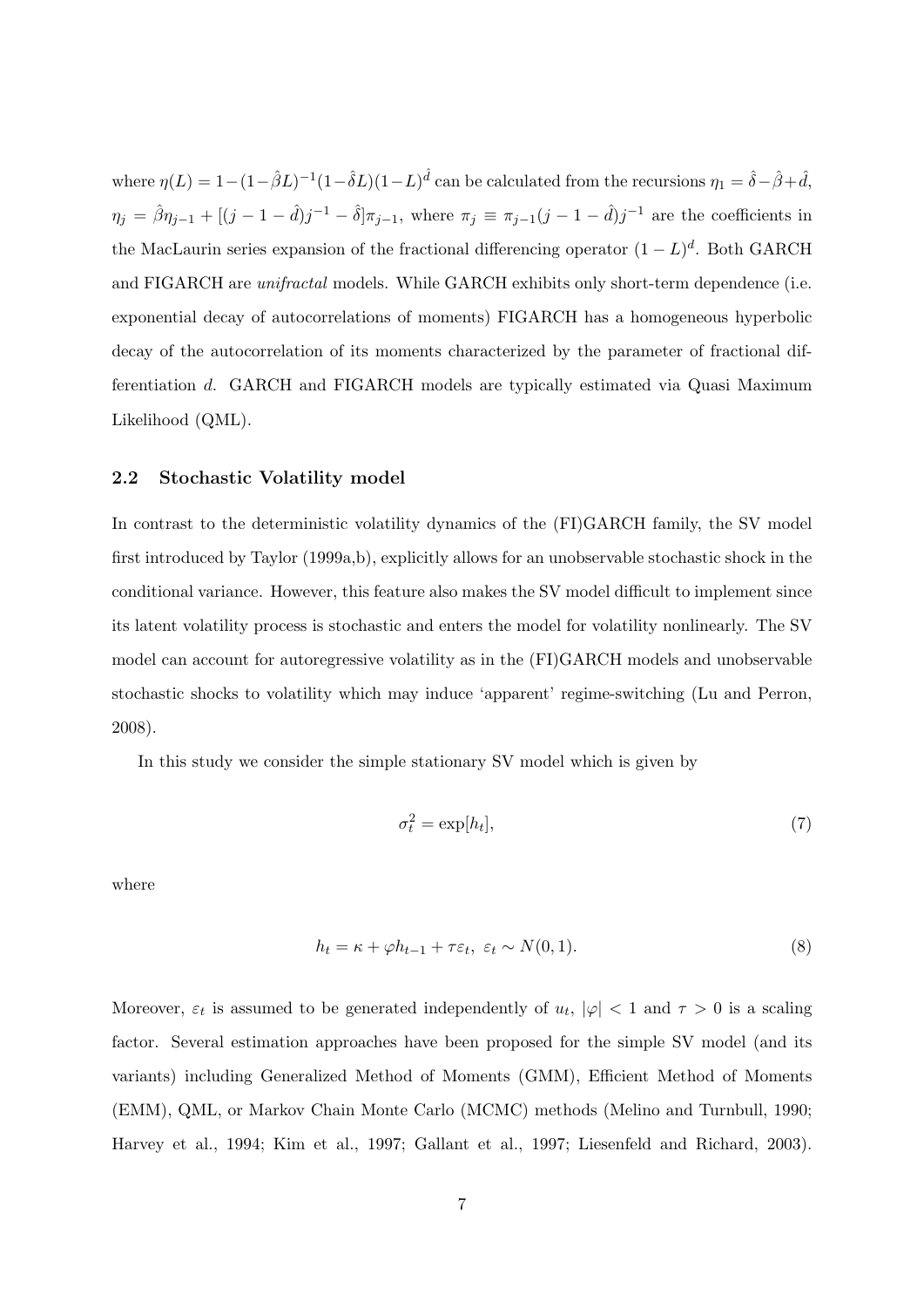where $\eta(L) = 1-(1-\hat{\beta}L)^{-1}(1-\hat{\delta}L)(1-L)^{\hat{d}}$ can be calculated from the recursions $\eta_1 = \hat{\delta}-\hat{\beta}+\hat{d}$, $\eta_j = \hat{\beta}\eta_{j-1} + [(j-1-\hat{d})j^{-1} - \hat{\delta}]\pi_{j-1}$, where $\pi_j \equiv \pi_{j-1}(j-1-\hat{d})j^{-1}$ are the coefficients in the MacLaurin series expansion of the fractional differencing operator $(1-L)^d$. Both GARCH and FIGARCH are *unifractal* models. While GARCH exhibits only short-term dependence (i.e. exponential decay of autocorrelations of moments) FIGARCH has a homogeneous hyperbolic decay of the autocorrelation of its moments characterized by the parameter of fractional differentiation $d$. GARCH and FIGARCH models are typically estimated via Quasi Maximum Likelihood (QML).

### 2.2 Stochastic Volatility model

In contrast to the deterministic volatility dynamics of the (FI)GARCH family, the SV model first introduced by Taylor (1999a,b), explicitly allows for an unobservable stochastic shock in the conditional variance. However, this feature also makes the SV model difficult to implement since its latent volatility process is stochastic and enters the model for volatility nonlinearly. The SV model can account for autoregressive volatility as in the (FI)GARCH models and unobservable stochastic shocks to volatility which may induce 'apparent' regime-switching (Lu and Perron, 2008).

In this study we consider the simple stationary SV model which is given by

$$\sigma_t^2 = \exp[h_t], \tag{7}$$

where

$$h_t = \kappa + \varphi h_{t-1} + \tau \varepsilon_t, \ \varepsilon_t \sim N(0,1). \tag{8}$$

Moreover, $\varepsilon_t$ is assumed to be generated independently of $u_t$, $|\varphi| < 1$ and $\tau > 0$ is a scaling factor. Several estimation approaches have been proposed for the simple SV model (and its variants) including Generalized Method of Moments (GMM), Efficient Method of Moments (EMM), QML, or Markov Chain Monte Carlo (MCMC) methods (Melino and Turnbull, 1990; Harvey et al., 1994; Kim et al., 1997; Gallant et al., 1997; Liesenfeld and Richard, 2003).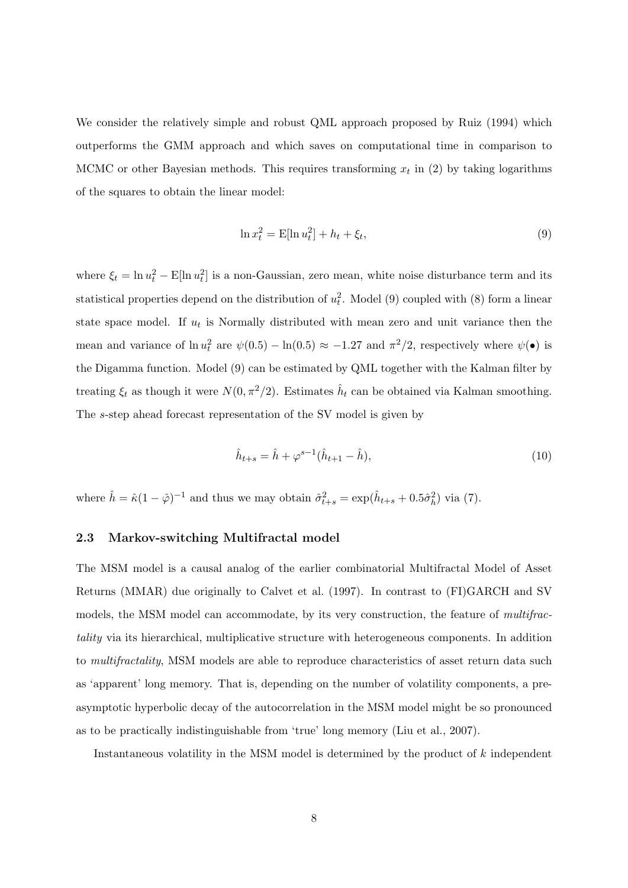We consider the relatively simple and robust QML approach proposed by Ruiz (1994) which outperforms the GMM approach and which saves on computational time in comparison to MCMC or other Bayesian methods. This requires transforming $x_t$ in (2) by taking logarithms of the squares to obtain the linear model:

$$\ln x_t^2 = \mathrm{E}[\ln u_t^2] + h_t + \xi_t, \tag{9}$$

where $\xi_t = \ln u_t^2 - \mathrm{E}[\ln u_t^2]$ is a non-Gaussian, zero mean, white noise disturbance term and its statistical properties depend on the distribution of $u_t^2$. Model (9) coupled with (8) form a linear state space model. If $u_t$ is Normally distributed with mean zero and unit variance then the mean and variance of $\ln u_t^2$ are $\psi(0.5) - \ln(0.5) \approx -1.27$ and $\pi^2/2$, respectively where $\psi(\bullet)$ is the Digamma function. Model (9) can be estimated by QML together with the Kalman filter by treating $\xi_t$ as though it were $N(0, \pi^2/2)$. Estimates $\hat{h}_t$ can be obtained via Kalman smoothing. The $s$-step ahead forecast representation of the SV model is given by

$$\hat{h}_{t+s} = \hat{h} + \varphi^{s-1}(\hat{h}_{t+1} - \hat{h}), \tag{10}$$

where $\hat{h} = \hat{\kappa}(1 - \hat{\varphi})^{-1}$ and thus we may obtain $\hat{\sigma}_{t+s}^2 = \exp(\hat{h}_{t+s} + 0.5\hat{\sigma}_h^2)$ via (7).

### 2.3 Markov-switching Multifractal model

The MSM model is a causal analog of the earlier combinatorial Multifractal Model of Asset Returns (MMAR) due originally to Calvet et al. (1997). In contrast to (FI)GARCH and SV models, the MSM model can accommodate, by its very construction, the feature of *multifractality* via its hierarchical, multiplicative structure with heterogeneous components. In addition to *multifractality*, MSM models are able to reproduce characteristics of asset return data such as 'apparent' long memory. That is, depending on the number of volatility components, a pre-asymptotic hyperbolic decay of the autocorrelation in the MSM model might be so pronounced as to be practically indistinguishable from 'true' long memory (Liu et al., 2007).

Instantaneous volatility in the MSM model is determined by the product of $k$ independent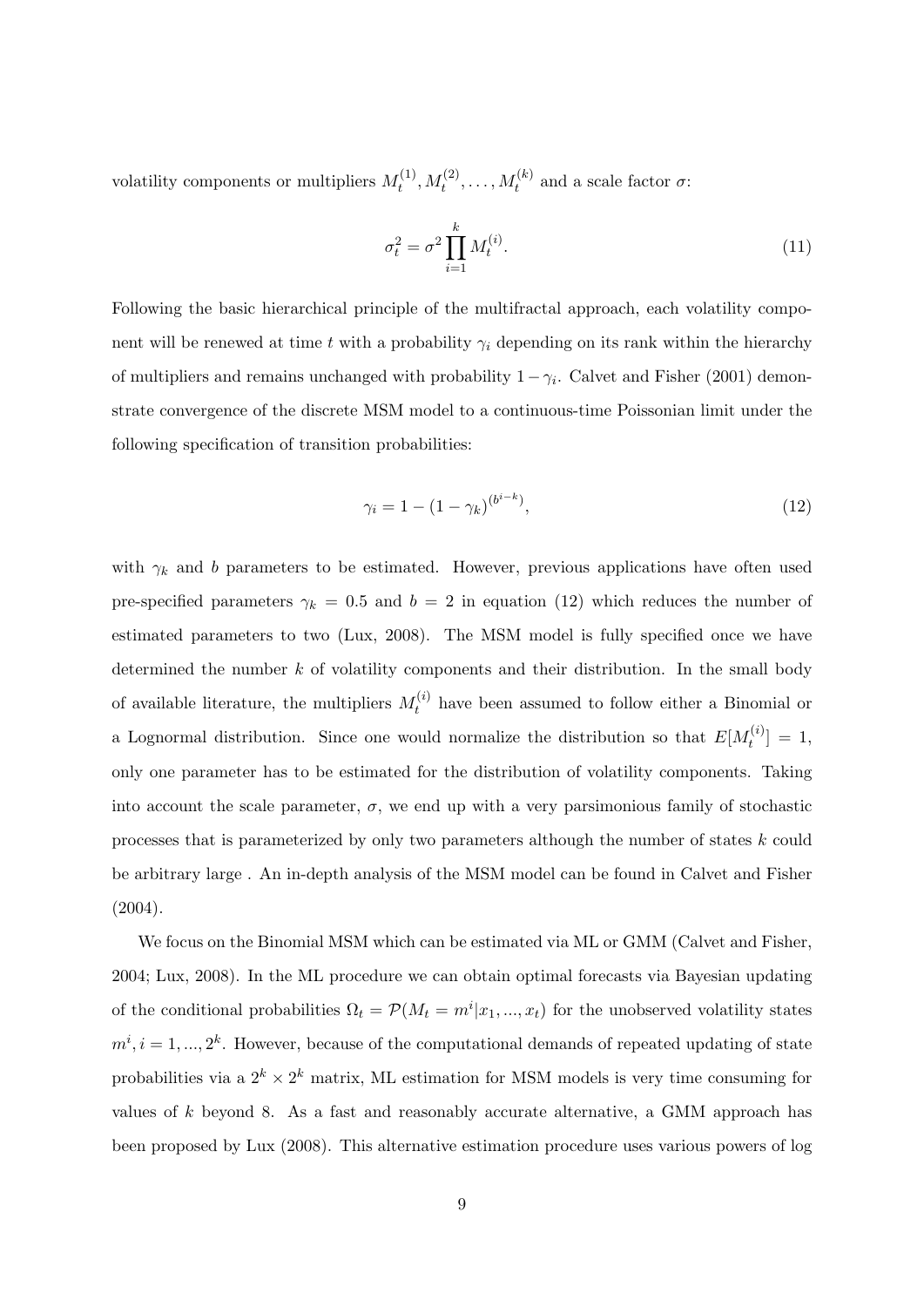volatility components or multipliers $M_t^{(1)}, M_t^{(2)}, \ldots, M_t^{(k)}$ and a scale factor $\sigma$:

$$\sigma_t^2 = \sigma^2 \prod_{i=1}^{k} M_t^{(i)}. \tag{11}$$

Following the basic hierarchical principle of the multifractal approach, each volatility component will be renewed at time $t$ with a probability $\gamma_i$ depending on its rank within the hierarchy of multipliers and remains unchanged with probability $1 - \gamma_i$. Calvet and Fisher (2001) demonstrate convergence of the discrete MSM model to a continuous-time Poissonian limit under the following specification of transition probabilities:

$$\gamma_i = 1 - (1 - \gamma_k)^{(b^{i-k})}, \tag{12}$$

with $\gamma_k$ and $b$ parameters to be estimated. However, previous applications have often used pre-specified parameters $\gamma_k = 0.5$ and $b = 2$ in equation (12) which reduces the number of estimated parameters to two (Lux, 2008). The MSM model is fully specified once we have determined the number $k$ of volatility components and their distribution. In the small body of available literature, the multipliers $M_t^{(i)}$ have been assumed to follow either a Binomial or a Lognormal distribution. Since one would normalize the distribution so that $E[M_t^{(i)}] = 1$, only one parameter has to be estimated for the distribution of volatility components. Taking into account the scale parameter, $\sigma$, we end up with a very parsimonious family of stochastic processes that is parameterized by only two parameters although the number of states $k$ could be arbitrary large . An in-depth analysis of the MSM model can be found in Calvet and Fisher (2004).

We focus on the Binomial MSM which can be estimated via ML or GMM (Calvet and Fisher, 2004; Lux, 2008). In the ML procedure we can obtain optimal forecasts via Bayesian updating of the conditional probabilities $\Omega_t = \mathcal{P}(M_t = m^i | x_1, ..., x_t)$ for the unobserved volatility states $m^i, i = 1, ..., 2^k$. However, because of the computational demands of repeated updating of state probabilities via a $2^k \times 2^k$ matrix, ML estimation for MSM models is very time consuming for values of $k$ beyond 8. As a fast and reasonably accurate alternative, a GMM approach has been proposed by Lux (2008). This alternative estimation procedure uses various powers of log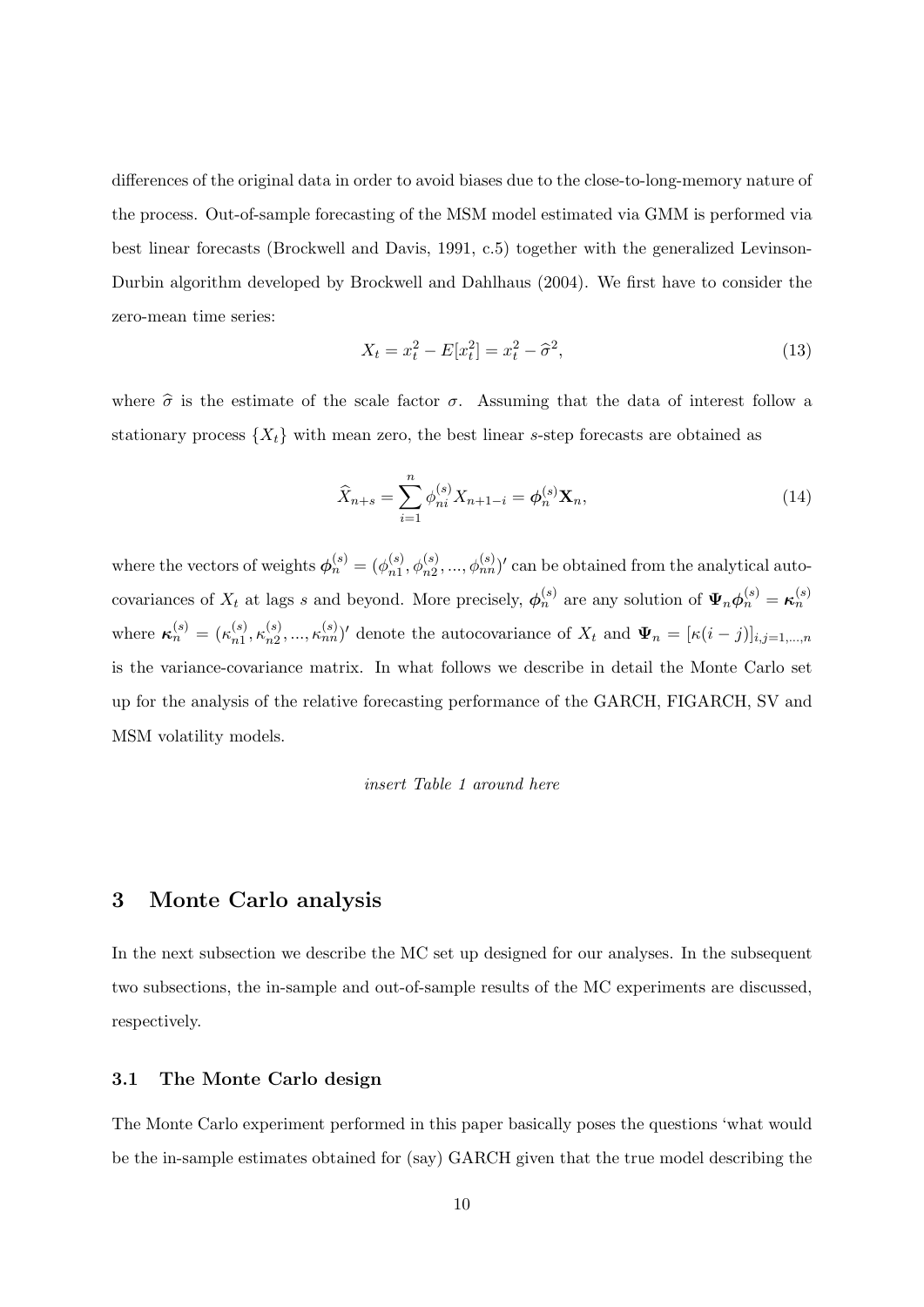differences of the original data in order to avoid biases due to the close-to-long-memory nature of the process. Out-of-sample forecasting of the MSM model estimated via GMM is performed via best linear forecasts (Brockwell and Davis, 1991, c.5) together with the generalized Levinson-Durbin algorithm developed by Brockwell and Dahlhaus (2004). We first have to consider the zero-mean time series:

$$X_t = x_t^2 - E[x_t^2] = x_t^2 - \widehat{\sigma}^2, \tag{13}$$

where $\widehat{\sigma}$ is the estimate of the scale factor $\sigma$. Assuming that the data of interest follow a stationary process $\{X_t\}$ with mean zero, the best linear $s$-step forecasts are obtained as

$$\widehat{X}_{n+s} = \sum_{i=1}^{n} \phi_{ni}^{(s)} X_{n+1-i} = \boldsymbol{\phi}_n^{(s)} \mathbf{X}_n, \tag{14}$$

where the vectors of weights $\boldsymbol{\phi}_n^{(s)} = (\phi_{n1}^{(s)}, \phi_{n2}^{(s)}, ..., \phi_{nn}^{(s)})'$ can be obtained from the analytical autocovariances of $X_t$ at lags $s$ and beyond. More precisely, $\boldsymbol{\phi}_n^{(s)}$ are any solution of $\boldsymbol{\Psi}_n \boldsymbol{\phi}_n^{(s)} = \boldsymbol{\kappa}_n^{(s)}$ where $\boldsymbol{\kappa}_n^{(s)} = (\kappa_{n1}^{(s)}, \kappa_{n2}^{(s)}, ..., \kappa_{nn}^{(s)})'$ denote the autocovariance of $X_t$ and $\boldsymbol{\Psi}_n = [\kappa(i-j)]_{i,j=1,...,n}$ is the variance-covariance matrix. In what follows we describe in detail the Monte Carlo set up for the analysis of the relative forecasting performance of the GARCH, FIGARCH, SV and MSM volatility models.

*insert Table 1 around here*

## 3 Monte Carlo analysis

In the next subsection we describe the MC set up designed for our analyses. In the subsequent two subsections, the in-sample and out-of-sample results of the MC experiments are discussed, respectively.

### 3.1 The Monte Carlo design

The Monte Carlo experiment performed in this paper basically poses the questions 'what would be the in-sample estimates obtained for (say) GARCH given that the true model describing the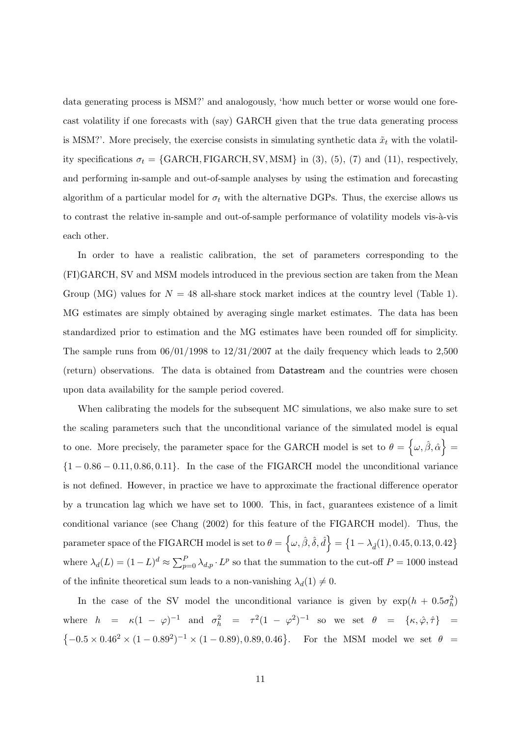data generating process is MSM?' and analogously, 'how much better or worse would one forecast volatility if one forecasts with (say) GARCH given that the true data generating process is MSM?'. More precisely, the exercise consists in simulating synthetic data $\tilde{x}_t$ with the volatility specifications $\sigma_t = \{\text{GARCH}, \text{FIGARCH}, \text{SV}, \text{MSM}\}$ in (3), (5), (7) and (11), respectively, and performing in-sample and out-of-sample analyses by using the estimation and forecasting algorithm of a particular model for $\sigma_t$ with the alternative DGPs. Thus, the exercise allows us to contrast the relative in-sample and out-of-sample performance of volatility models vis-à-vis each other.

In order to have a realistic calibration, the set of parameters corresponding to the (FI)GARCH, SV and MSM models introduced in the previous section are taken from the Mean Group (MG) values for $N = 48$ all-share stock market indices at the country level (Table 1). MG estimates are simply obtained by averaging single market estimates. The data has been standardized prior to estimation and the MG estimates have been rounded off for simplicity. The sample runs from 06/01/1998 to 12/31/2007 at the daily frequency which leads to 2,500 (return) observations. The data is obtained from Datastream and the countries were chosen upon data availability for the sample period covered.

When calibrating the models for the subsequent MC simulations, we also make sure to set the scaling parameters such that the unconditional variance of the simulated model is equal to one. More precisely, the parameter space for the GARCH model is set to $\theta = \left\{\omega, \hat{\beta}, \hat{\alpha}\right\} = \{1 - 0.86 - 0.11, 0.86, 0.11\}$. In the case of the FIGARCH model the unconditional variance is not defined. However, in practice we have to approximate the fractional difference operator by a truncation lag which we have set to 1000. This, in fact, guarantees existence of a limit conditional variance (see Chang (2002) for this feature of the FIGARCH model). Thus, the parameter space of the FIGARCH model is set to $\theta = \left\{\omega, \hat{\beta}, \hat{\delta}, \hat{d}\right\} = \left\{1 - \lambda_{\hat{d}}(1), 0.45, 0.13, 0.42\right\}$ where $\lambda_d(L) = (1 - L)^d \approx \sum_{p=0}^{P} \lambda_{d,p} \cdot L^p$ so that the summation to the cut-off $P = 1000$ instead of the infinite theoretical sum leads to a non-vanishing $\lambda_d(1) \neq 0$.

In the case of the SV model the unconditional variance is given by $\exp(h + 0.5\sigma_h^2)$ where $h = \kappa(1 - \varphi)^{-1}$ and $\sigma_h^2 = \tau^2(1 - \varphi^2)^{-1}$ so we set $\theta = \{\kappa, \hat{\varphi}, \hat{\tau}\} = \left\{-0.5 \times 0.46^2 \times (1 - 0.89^2)^{-1} \times (1 - 0.89), 0.89, 0.46\right\}$. For the MSM model we set $\theta =$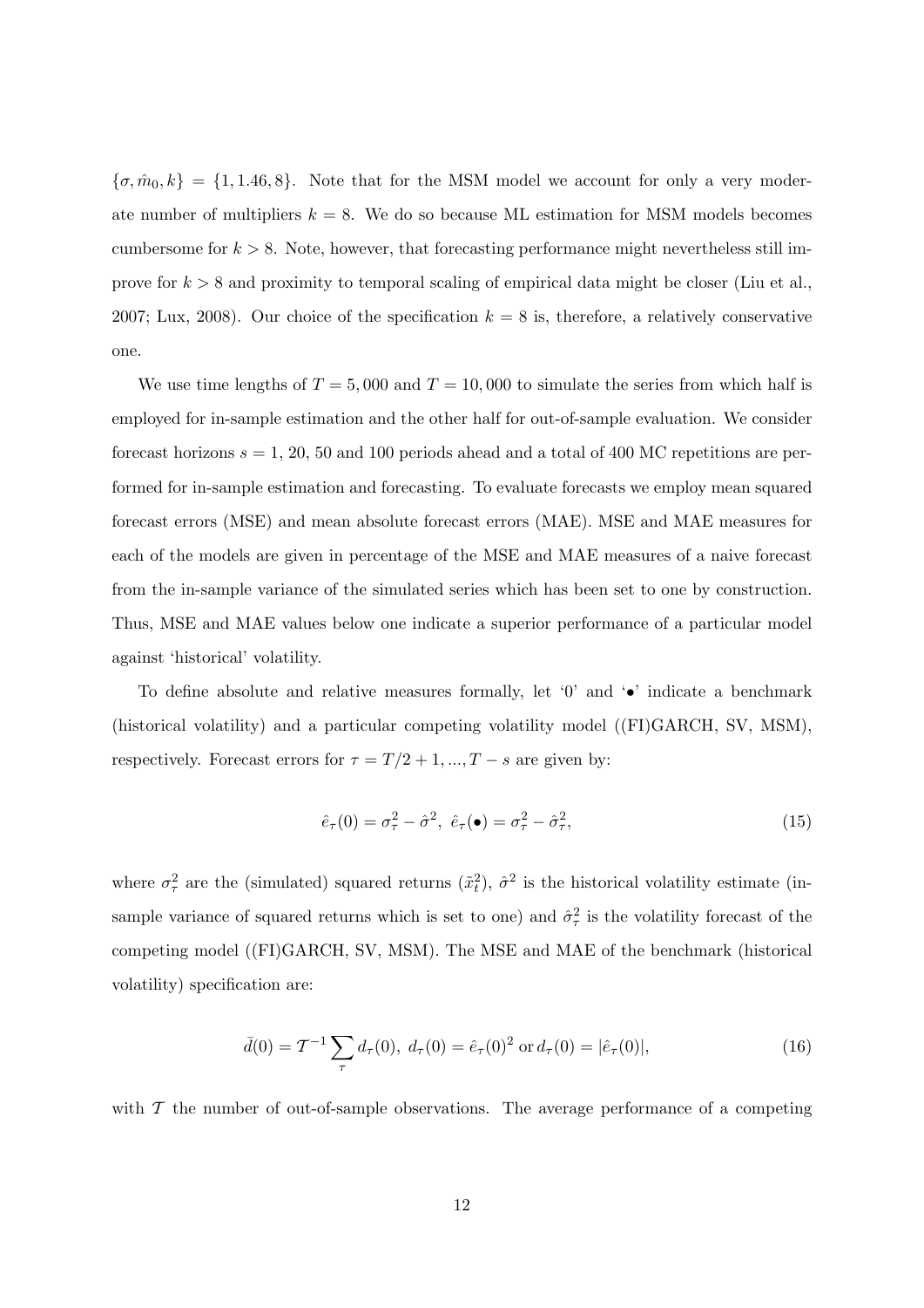$\{\sigma, \hat{m}_0, k\} = \{1, 1.46, 8\}$. Note that for the MSM model we account for only a very moderate number of multipliers $k = 8$. We do so because ML estimation for MSM models becomes cumbersome for $k > 8$. Note, however, that forecasting performance might nevertheless still improve for $k > 8$ and proximity to temporal scaling of empirical data might be closer (Liu et al., 2007; Lux, 2008). Our choice of the specification $k = 8$ is, therefore, a relatively conservative one.

We use time lengths of $T = 5,000$ and $T = 10,000$ to simulate the series from which half is employed for in-sample estimation and the other half for out-of-sample evaluation. We consider forecast horizons $s = 1$, 20, 50 and 100 periods ahead and a total of 400 MC repetitions are performed for in-sample estimation and forecasting. To evaluate forecasts we employ mean squared forecast errors (MSE) and mean absolute forecast errors (MAE). MSE and MAE measures for each of the models are given in percentage of the MSE and MAE measures of a naive forecast from the in-sample variance of the simulated series which has been set to one by construction. Thus, MSE and MAE values below one indicate a superior performance of a particular model against 'historical' volatility.

To define absolute and relative measures formally, let '0' and '•' indicate a benchmark (historical volatility) and a particular competing volatility model ((FI)GARCH, SV, MSM), respectively. Forecast errors for $\tau = T/2 + 1, ..., T - s$ are given by:

$$\hat{e}_\tau(0) = \sigma_\tau^2 - \hat{\sigma}^2, \;\; \hat{e}_\tau(\bullet) = \sigma_\tau^2 - \hat{\sigma}_\tau^2, \tag{15}$$

where $\sigma_\tau^2$ are the (simulated) squared returns ($\tilde{x}_t^2$), $\hat{\sigma}^2$ is the historical volatility estimate (in-sample variance of squared returns which is set to one) and $\hat{\sigma}_\tau^2$ is the volatility forecast of the competing model ((FI)GARCH, SV, MSM). The MSE and MAE of the benchmark (historical volatility) specification are:

$$\bar{d}(0) = \mathcal{T}^{-1} \sum_\tau d_\tau(0), \;\; d_\tau(0) = \hat{e}_\tau(0)^2 \text{ or } d_\tau(0) = |\hat{e}_\tau(0)|, \tag{16}$$

with $\mathcal{T}$ the number of out-of-sample observations. The average performance of a competing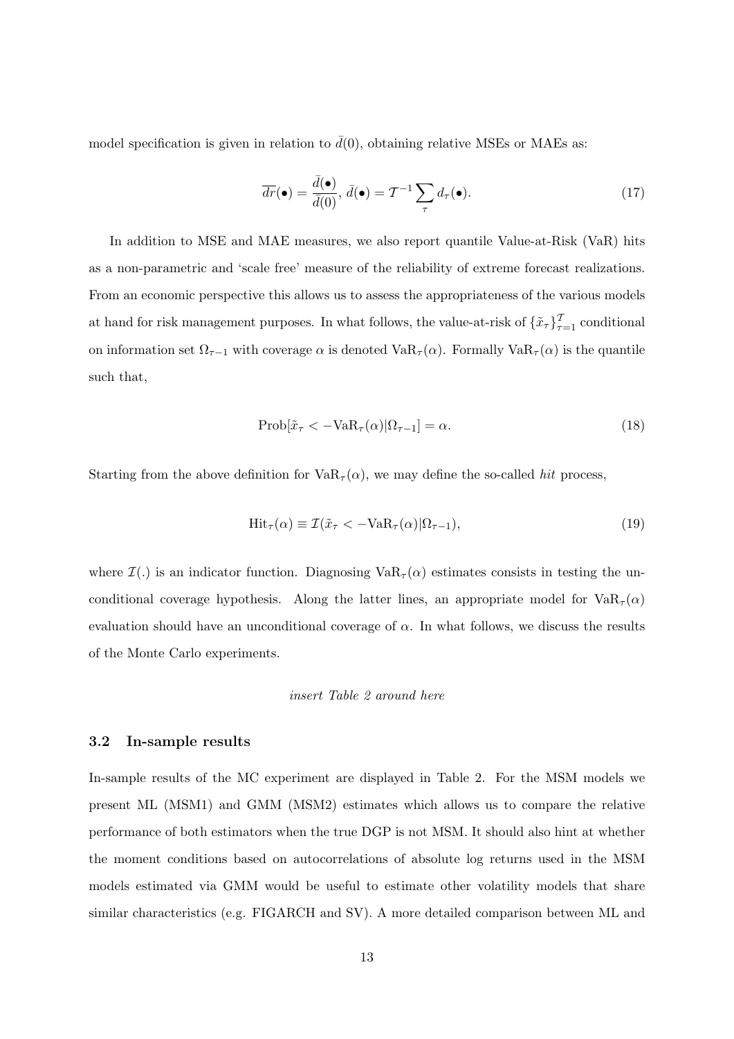model specification is given in relation to $\bar{d}(0)$, obtaining relative MSEs or MAEs as:

$$\overline{dr}(\bullet) = \frac{\bar{d}(\bullet)}{\bar{d}(0)},\ \bar{d}(\bullet) = \mathcal{T}^{-1}\sum_{\tau} d_{\tau}(\bullet). \tag{17}$$

In addition to MSE and MAE measures, we also report quantile Value-at-Risk (VaR) hits as a non-parametric and 'scale free' measure of the reliability of extreme forecast realizations. From an economic perspective this allows us to assess the appropriateness of the various models at hand for risk management purposes. In what follows, the value-at-risk of $\{\tilde{x}_{\tau}\}_{\tau=1}^{\mathcal{T}}$ conditional on information set $\Omega_{\tau-1}$ with coverage $\alpha$ is denoted $\text{VaR}_{\tau}(\alpha)$. Formally $\text{VaR}_{\tau}(\alpha)$ is the quantile such that,

$$\text{Prob}[\tilde{x}_{\tau} < -\text{VaR}_{\tau}(\alpha)|\Omega_{\tau-1}] = \alpha. \tag{18}$$

Starting from the above definition for $\text{VaR}_{\tau}(\alpha)$, we may define the so-called *hit* process,

$$\text{Hit}_{\tau}(\alpha) \equiv \mathcal{I}(\tilde{x}_{\tau} < -\text{VaR}_{\tau}(\alpha)|\Omega_{\tau-1}), \tag{19}$$

where $\mathcal{I}(.)$ is an indicator function. Diagnosing $\text{VaR}_{\tau}(\alpha)$ estimates consists in testing the unconditional coverage hypothesis. Along the latter lines, an appropriate model for $\text{VaR}_{\tau}(\alpha)$ evaluation should have an unconditional coverage of $\alpha$. In what follows, we discuss the results of the Monte Carlo experiments.

*insert Table 2 around here*

### 3.2 In-sample results

In-sample results of the MC experiment are displayed in Table 2. For the MSM models we present ML (MSM1) and GMM (MSM2) estimates which allows us to compare the relative performance of both estimators when the true DGP is not MSM. It should also hint at whether the moment conditions based on autocorrelations of absolute log returns used in the MSM models estimated via GMM would be useful to estimate other volatility models that share similar characteristics (e.g. FIGARCH and SV). A more detailed comparison between ML and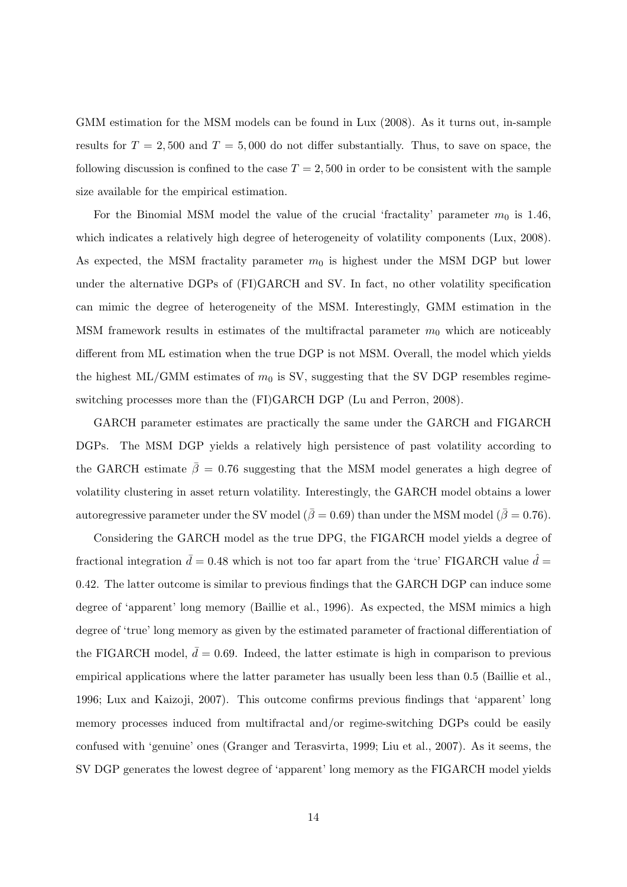GMM estimation for the MSM models can be found in Lux (2008). As it turns out, in-sample results for $T = 2,500$ and $T = 5,000$ do not differ substantially. Thus, to save on space, the following discussion is confined to the case $T = 2,500$ in order to be consistent with the sample size available for the empirical estimation.

For the Binomial MSM model the value of the crucial 'fractality' parameter $m_0$ is 1.46, which indicates a relatively high degree of heterogeneity of volatility components (Lux, 2008). As expected, the MSM fractality parameter $m_0$ is highest under the MSM DGP but lower under the alternative DGPs of (FI)GARCH and SV. In fact, no other volatility specification can mimic the degree of heterogeneity of the MSM. Interestingly, GMM estimation in the MSM framework results in estimates of the multifractal parameter $m_0$ which are noticeably different from ML estimation when the true DGP is not MSM. Overall, the model which yields the highest ML/GMM estimates of $m_0$ is SV, suggesting that the SV DGP resembles regime-switching processes more than the (FI)GARCH DGP (Lu and Perron, 2008).

GARCH parameter estimates are practically the same under the GARCH and FIGARCH DGPs. The MSM DGP yields a relatively high persistence of past volatility according to the GARCH estimate $\bar{\beta} = 0.76$ suggesting that the MSM model generates a high degree of volatility clustering in asset return volatility. Interestingly, the GARCH model obtains a lower autoregressive parameter under the SV model ($\bar{\beta} = 0.69$) than under the MSM model ($\bar{\beta} = 0.76$).

Considering the GARCH model as the true DPG, the FIGARCH model yields a degree of fractional integration $\bar{d} = 0.48$ which is not too far apart from the 'true' FIGARCH value $\hat{d} = 0.42$. The latter outcome is similar to previous findings that the GARCH DGP can induce some degree of 'apparent' long memory (Baillie et al., 1996). As expected, the MSM mimics a high degree of 'true' long memory as given by the estimated parameter of fractional differentiation of the FIGARCH model, $\bar{d} = 0.69$. Indeed, the latter estimate is high in comparison to previous empirical applications where the latter parameter has usually been less than 0.5 (Baillie et al., 1996; Lux and Kaizoji, 2007). This outcome confirms previous findings that 'apparent' long memory processes induced from multifractal and/or regime-switching DGPs could be easily confused with 'genuine' ones (Granger and Terasvirta, 1999; Liu et al., 2007). As it seems, the SV DGP generates the lowest degree of 'apparent' long memory as the FIGARCH model yields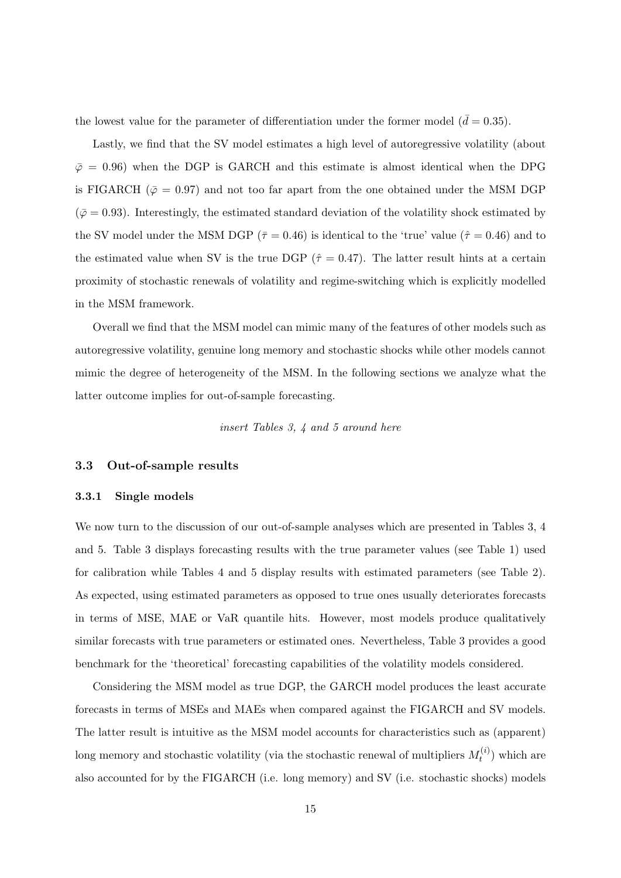the lowest value for the parameter of differentiation under the former model ($\bar{d} = 0.35$).

Lastly, we find that the SV model estimates a high level of autoregressive volatility (about $\bar{\varphi} = 0.96$) when the DGP is GARCH and this estimate is almost identical when the DPG is FIGARCH ($\bar{\varphi} = 0.97$) and not too far apart from the one obtained under the MSM DGP ($\bar{\varphi} = 0.93$). Interestingly, the estimated standard deviation of the volatility shock estimated by the SV model under the MSM DGP ($\bar{\tau} = 0.46$) is identical to the 'true' value ($\hat{\tau} = 0.46$) and to the estimated value when SV is the true DGP ($\hat{\tau} = 0.47$). The latter result hints at a certain proximity of stochastic renewals of volatility and regime-switching which is explicitly modelled in the MSM framework.

Overall we find that the MSM model can mimic many of the features of other models such as autoregressive volatility, genuine long memory and stochastic shocks while other models cannot mimic the degree of heterogeneity of the MSM. In the following sections we analyze what the latter outcome implies for out-of-sample forecasting.

*insert Tables 3, 4 and 5 around here*

### 3.3 Out-of-sample results

#### 3.3.1 Single models

We now turn to the discussion of our out-of-sample analyses which are presented in Tables 3, 4 and 5. Table 3 displays forecasting results with the true parameter values (see Table 1) used for calibration while Tables 4 and 5 display results with estimated parameters (see Table 2). As expected, using estimated parameters as opposed to true ones usually deteriorates forecasts in terms of MSE, MAE or VaR quantile hits. However, most models produce qualitatively similar forecasts with true parameters or estimated ones. Nevertheless, Table 3 provides a good benchmark for the 'theoretical' forecasting capabilities of the volatility models considered.

Considering the MSM model as true DGP, the GARCH model produces the least accurate forecasts in terms of MSEs and MAEs when compared against the FIGARCH and SV models. The latter result is intuitive as the MSM model accounts for characteristics such as (apparent) long memory and stochastic volatility (via the stochastic renewal of multipliers $M_t^{(i)}$) which are also accounted for by the FIGARCH (i.e. long memory) and SV (i.e. stochastic shocks) models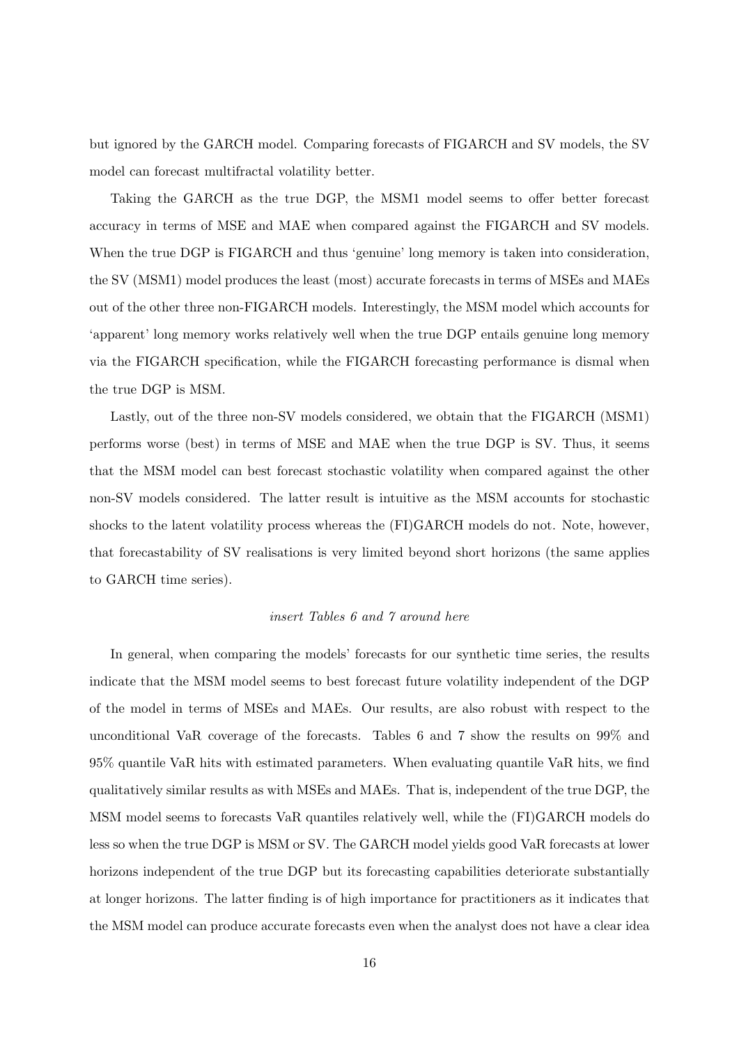but ignored by the GARCH model. Comparing forecasts of FIGARCH and SV models, the SV model can forecast multifractal volatility better.

Taking the GARCH as the true DGP, the MSM1 model seems to offer better forecast accuracy in terms of MSE and MAE when compared against the FIGARCH and SV models. When the true DGP is FIGARCH and thus 'genuine' long memory is taken into consideration, the SV (MSM1) model produces the least (most) accurate forecasts in terms of MSEs and MAEs out of the other three non-FIGARCH models. Interestingly, the MSM model which accounts for 'apparent' long memory works relatively well when the true DGP entails genuine long memory via the FIGARCH specification, while the FIGARCH forecasting performance is dismal when the true DGP is MSM.

Lastly, out of the three non-SV models considered, we obtain that the FIGARCH (MSM1) performs worse (best) in terms of MSE and MAE when the true DGP is SV. Thus, it seems that the MSM model can best forecast stochastic volatility when compared against the other non-SV models considered. The latter result is intuitive as the MSM accounts for stochastic shocks to the latent volatility process whereas the (FI)GARCH models do not. Note, however, that forecastability of SV realisations is very limited beyond short horizons (the same applies to GARCH time series).

*insert Tables 6 and 7 around here*

In general, when comparing the models' forecasts for our synthetic time series, the results indicate that the MSM model seems to best forecast future volatility independent of the DGP of the model in terms of MSEs and MAEs. Our results, are also robust with respect to the unconditional VaR coverage of the forecasts. Tables 6 and 7 show the results on 99% and 95% quantile VaR hits with estimated parameters. When evaluating quantile VaR hits, we find qualitatively similar results as with MSEs and MAEs. That is, independent of the true DGP, the MSM model seems to forecasts VaR quantiles relatively well, while the (FI)GARCH models do less so when the true DGP is MSM or SV. The GARCH model yields good VaR forecasts at lower horizons independent of the true DGP but its forecasting capabilities deteriorate substantially at longer horizons. The latter finding is of high importance for practitioners as it indicates that the MSM model can produce accurate forecasts even when the analyst does not have a clear idea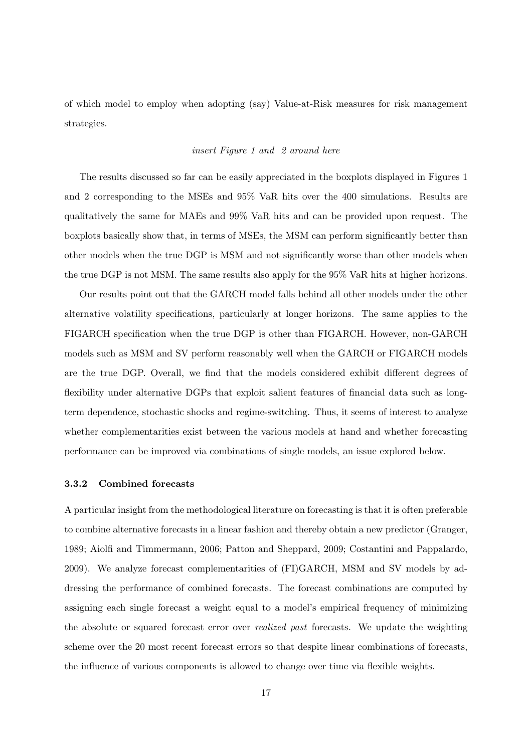of which model to employ when adopting (say) Value-at-Risk measures for risk management strategies.

*insert Figure 1 and 2 around here*

The results discussed so far can be easily appreciated in the boxplots displayed in Figures 1 and 2 corresponding to the MSEs and 95% VaR hits over the 400 simulations. Results are qualitatively the same for MAEs and 99% VaR hits and can be provided upon request. The boxplots basically show that, in terms of MSEs, the MSM can perform significantly better than other models when the true DGP is MSM and not significantly worse than other models when the true DGP is not MSM. The same results also apply for the 95% VaR hits at higher horizons.

Our results point out that the GARCH model falls behind all other models under the other alternative volatility specifications, particularly at longer horizons. The same applies to the FIGARCH specification when the true DGP is other than FIGARCH. However, non-GARCH models such as MSM and SV perform reasonably well when the GARCH or FIGARCH models are the true DGP. Overall, we find that the models considered exhibit different degrees of flexibility under alternative DGPs that exploit salient features of financial data such as long-term dependence, stochastic shocks and regime-switching. Thus, it seems of interest to analyze whether complementarities exist between the various models at hand and whether forecasting performance can be improved via combinations of single models, an issue explored below.

### 3.3.2 Combined forecasts

A particular insight from the methodological literature on forecasting is that it is often preferable to combine alternative forecasts in a linear fashion and thereby obtain a new predictor (Granger, 1989; Aiolfi and Timmermann, 2006; Patton and Sheppard, 2009; Costantini and Pappalardo, 2009). We analyze forecast complementarities of (FI)GARCH, MSM and SV models by addressing the performance of combined forecasts. The forecast combinations are computed by assigning each single forecast a weight equal to a model's empirical frequency of minimizing the absolute or squared forecast error over *realized past* forecasts. We update the weighting scheme over the 20 most recent forecast errors so that despite linear combinations of forecasts, the influence of various components is allowed to change over time via flexible weights.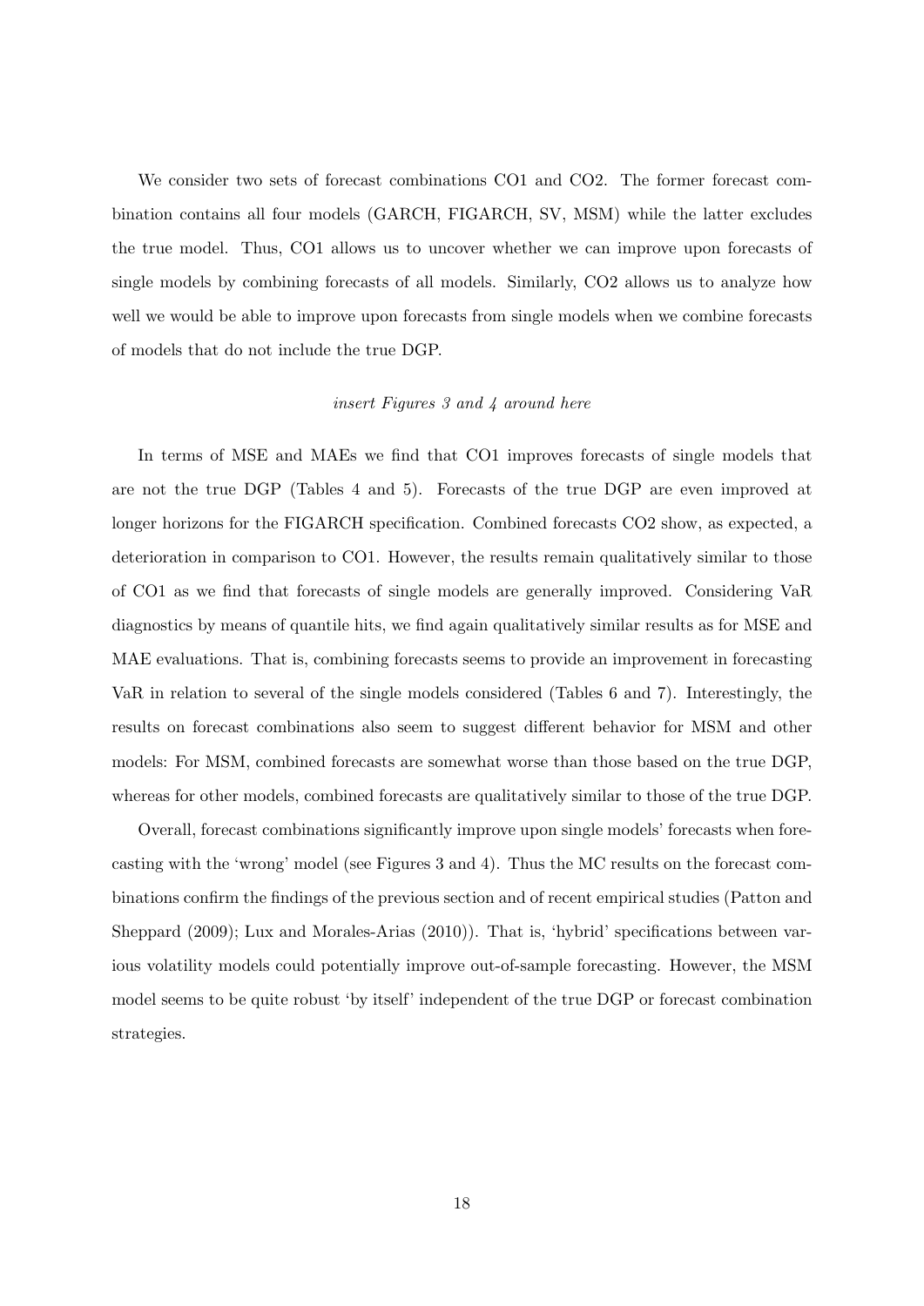We consider two sets of forecast combinations CO1 and CO2. The former forecast combination contains all four models (GARCH, FIGARCH, SV, MSM) while the latter excludes the true model. Thus, CO1 allows us to uncover whether we can improve upon forecasts of single models by combining forecasts of all models. Similarly, CO2 allows us to analyze how well we would be able to improve upon forecasts from single models when we combine forecasts of models that do not include the true DGP.

*insert Figures 3 and 4 around here*

In terms of MSE and MAEs we find that CO1 improves forecasts of single models that are not the true DGP (Tables 4 and 5). Forecasts of the true DGP are even improved at longer horizons for the FIGARCH specification. Combined forecasts CO2 show, as expected, a deterioration in comparison to CO1. However, the results remain qualitatively similar to those of CO1 as we find that forecasts of single models are generally improved. Considering VaR diagnostics by means of quantile hits, we find again qualitatively similar results as for MSE and MAE evaluations. That is, combining forecasts seems to provide an improvement in forecasting VaR in relation to several of the single models considered (Tables 6 and 7). Interestingly, the results on forecast combinations also seem to suggest different behavior for MSM and other models: For MSM, combined forecasts are somewhat worse than those based on the true DGP, whereas for other models, combined forecasts are qualitatively similar to those of the true DGP.

Overall, forecast combinations significantly improve upon single models' forecasts when forecasting with the 'wrong' model (see Figures 3 and 4). Thus the MC results on the forecast combinations confirm the findings of the previous section and of recent empirical studies (Patton and Sheppard (2009); Lux and Morales-Arias (2010)). That is, 'hybrid' specifications between various volatility models could potentially improve out-of-sample forecasting. However, the MSM model seems to be quite robust 'by itself' independent of the true DGP or forecast combination strategies.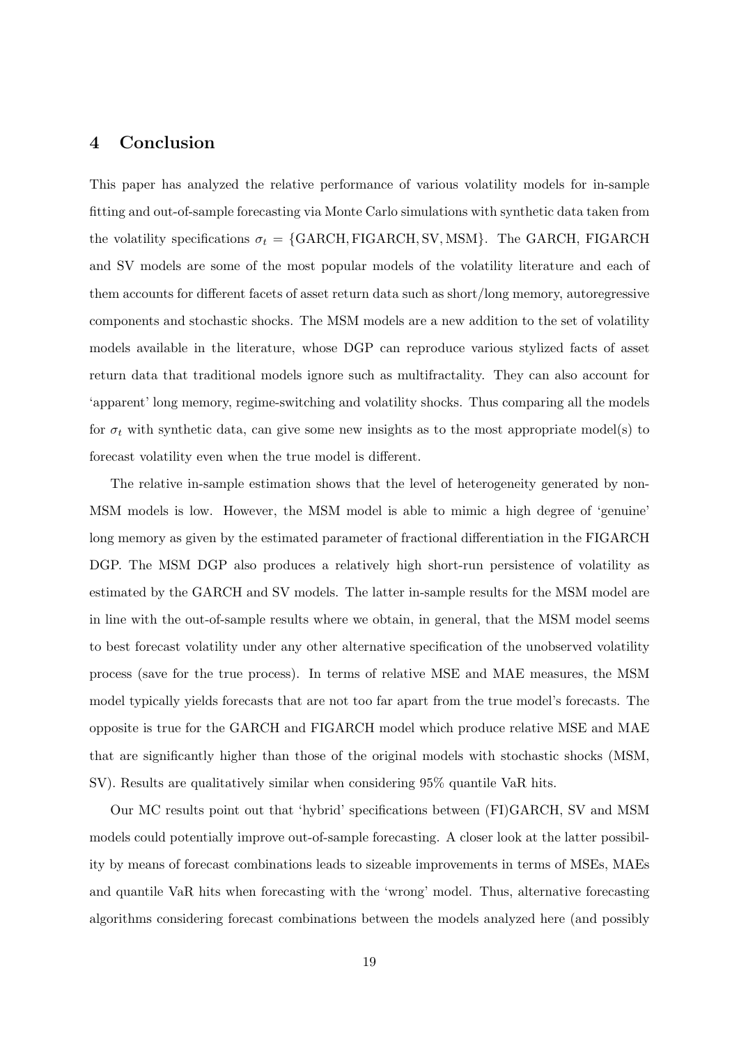## 4 Conclusion

This paper has analyzed the relative performance of various volatility models for in-sample fitting and out-of-sample forecasting via Monte Carlo simulations with synthetic data taken from the volatility specifications $\sigma_t = \{\text{GARCH}, \text{FIGARCH}, \text{SV}, \text{MSM}\}$. The GARCH, FIGARCH and SV models are some of the most popular models of the volatility literature and each of them accounts for different facets of asset return data such as short/long memory, autoregressive components and stochastic shocks. The MSM models are a new addition to the set of volatility models available in the literature, whose DGP can reproduce various stylized facts of asset return data that traditional models ignore such as multifractality. They can also account for 'apparent' long memory, regime-switching and volatility shocks. Thus comparing all the models for $\sigma_t$ with synthetic data, can give some new insights as to the most appropriate model(s) to forecast volatility even when the true model is different.

The relative in-sample estimation shows that the level of heterogeneity generated by non-MSM models is low. However, the MSM model is able to mimic a high degree of 'genuine' long memory as given by the estimated parameter of fractional differentiation in the FIGARCH DGP. The MSM DGP also produces a relatively high short-run persistence of volatility as estimated by the GARCH and SV models. The latter in-sample results for the MSM model are in line with the out-of-sample results where we obtain, in general, that the MSM model seems to best forecast volatility under any other alternative specification of the unobserved volatility process (save for the true process). In terms of relative MSE and MAE measures, the MSM model typically yields forecasts that are not too far apart from the true model's forecasts. The opposite is true for the GARCH and FIGARCH model which produce relative MSE and MAE that are significantly higher than those of the original models with stochastic shocks (MSM, SV). Results are qualitatively similar when considering 95% quantile VaR hits.

Our MC results point out that 'hybrid' specifications between (FI)GARCH, SV and MSM models could potentially improve out-of-sample forecasting. A closer look at the latter possibility by means of forecast combinations leads to sizeable improvements in terms of MSEs, MAEs and quantile VaR hits when forecasting with the 'wrong' model. Thus, alternative forecasting algorithms considering forecast combinations between the models analyzed here (and possibly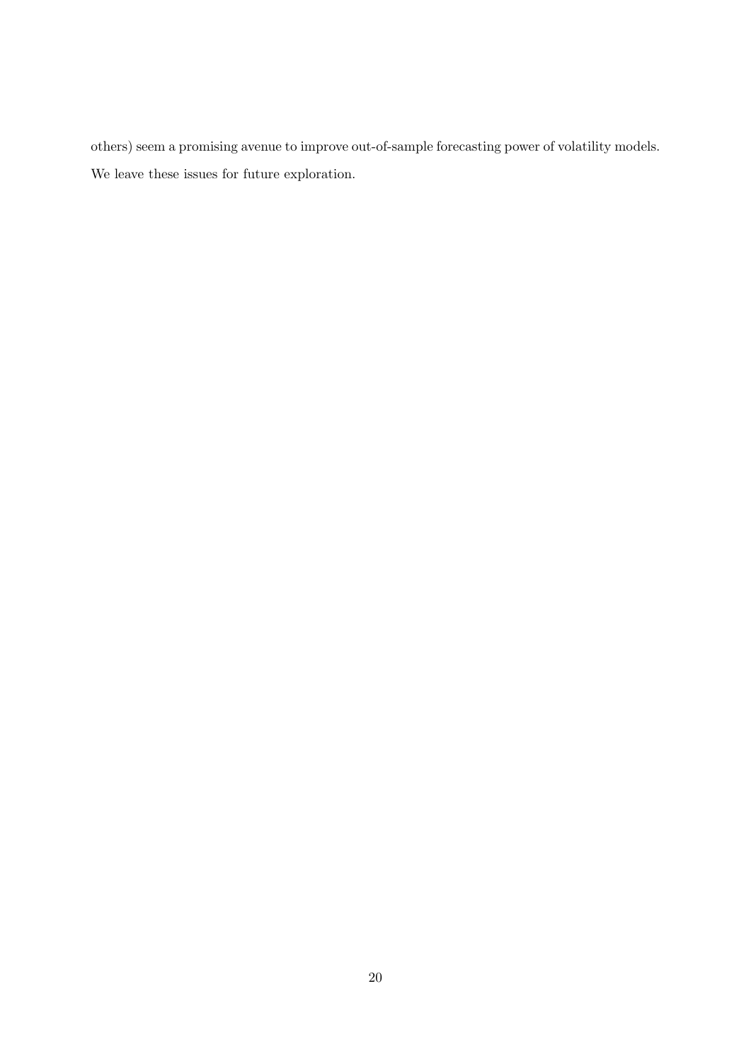others) seem a promising avenue to improve out-of-sample forecasting power of volatility models. We leave these issues for future exploration.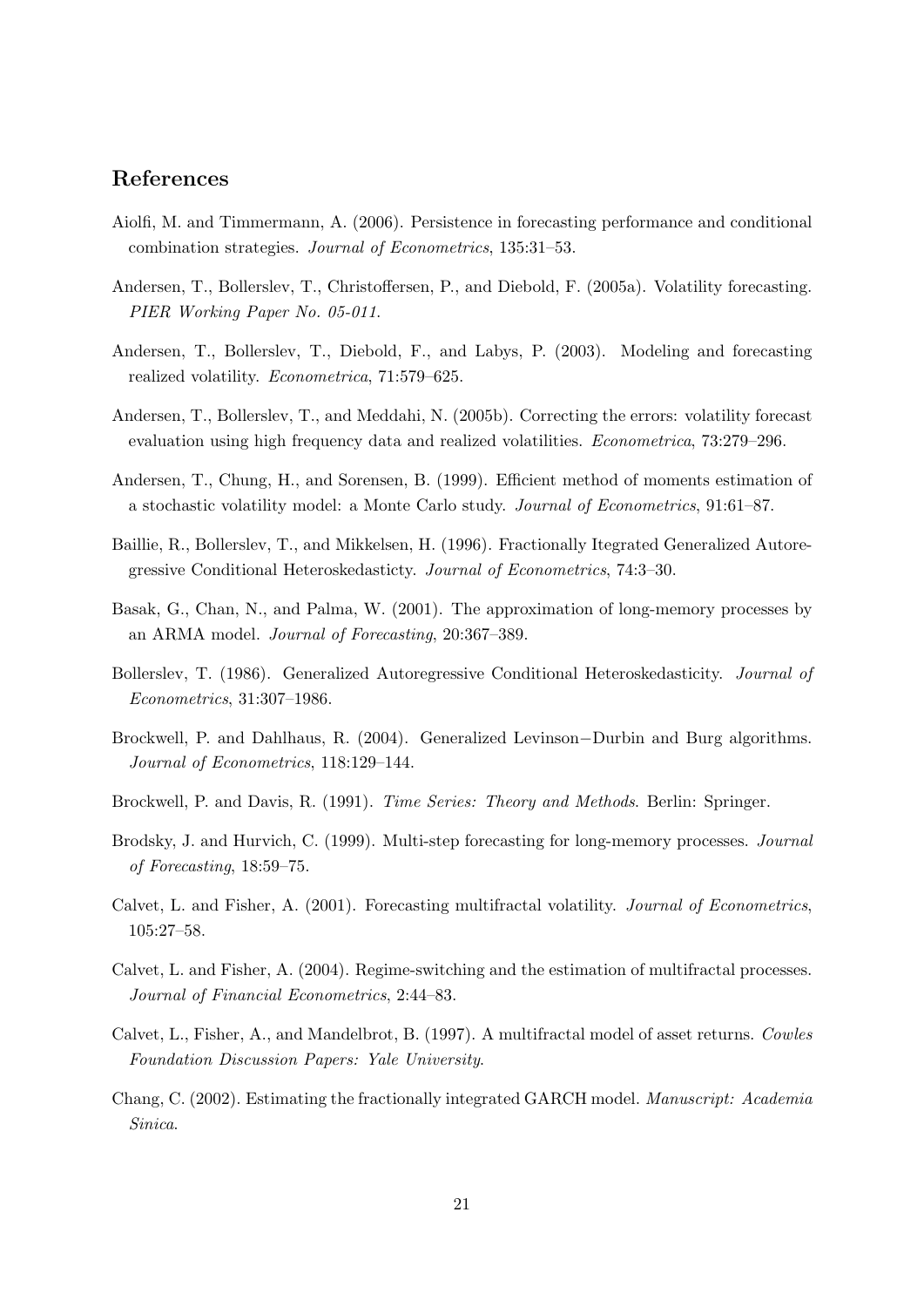## References

Aiolfi, M. and Timmermann, A. (2006). Persistence in forecasting performance and conditional combination strategies. *Journal of Econometrics*, 135:31–53.

Andersen, T., Bollerslev, T., Christoffersen, P., and Diebold, F. (2005a). Volatility forecasting. *PIER Working Paper No. 05-011*.

Andersen, T., Bollerslev, T., Diebold, F., and Labys, P. (2003). Modeling and forecasting realized volatility. *Econometrica*, 71:579–625.

Andersen, T., Bollerslev, T., and Meddahi, N. (2005b). Correcting the errors: volatility forecast evaluation using high frequency data and realized volatilities. *Econometrica*, 73:279–296.

Andersen, T., Chung, H., and Sorensen, B. (1999). Efficient method of moments estimation of a stochastic volatility model: a Monte Carlo study. *Journal of Econometrics*, 91:61–87.

Baillie, R., Bollerslev, T., and Mikkelsen, H. (1996). Fractionally Itegrated Generalized Autoregressive Conditional Heteroskedasticty. *Journal of Econometrics*, 74:3–30.

Basak, G., Chan, N., and Palma, W. (2001). The approximation of long-memory processes by an ARMA model. *Journal of Forecasting*, 20:367–389.

Bollerslev, T. (1986). Generalized Autoregressive Conditional Heteroskedasticity. *Journal of Econometrics*, 31:307–1986.

Brockwell, P. and Dahlhaus, R. (2004). Generalized Levinson−Durbin and Burg algorithms. *Journal of Econometrics*, 118:129–144.

Brockwell, P. and Davis, R. (1991). *Time Series: Theory and Methods*. Berlin: Springer.

Brodsky, J. and Hurvich, C. (1999). Multi-step forecasting for long-memory processes. *Journal of Forecasting*, 18:59–75.

Calvet, L. and Fisher, A. (2001). Forecasting multifractal volatility. *Journal of Econometrics*, 105:27–58.

Calvet, L. and Fisher, A. (2004). Regime-switching and the estimation of multifractal processes. *Journal of Financial Econometrics*, 2:44–83.

Calvet, L., Fisher, A., and Mandelbrot, B. (1997). A multifractal model of asset returns. *Cowles Foundation Discussion Papers: Yale University*.

Chang, C. (2002). Estimating the fractionally integrated GARCH model. *Manuscript: Academia Sinica*.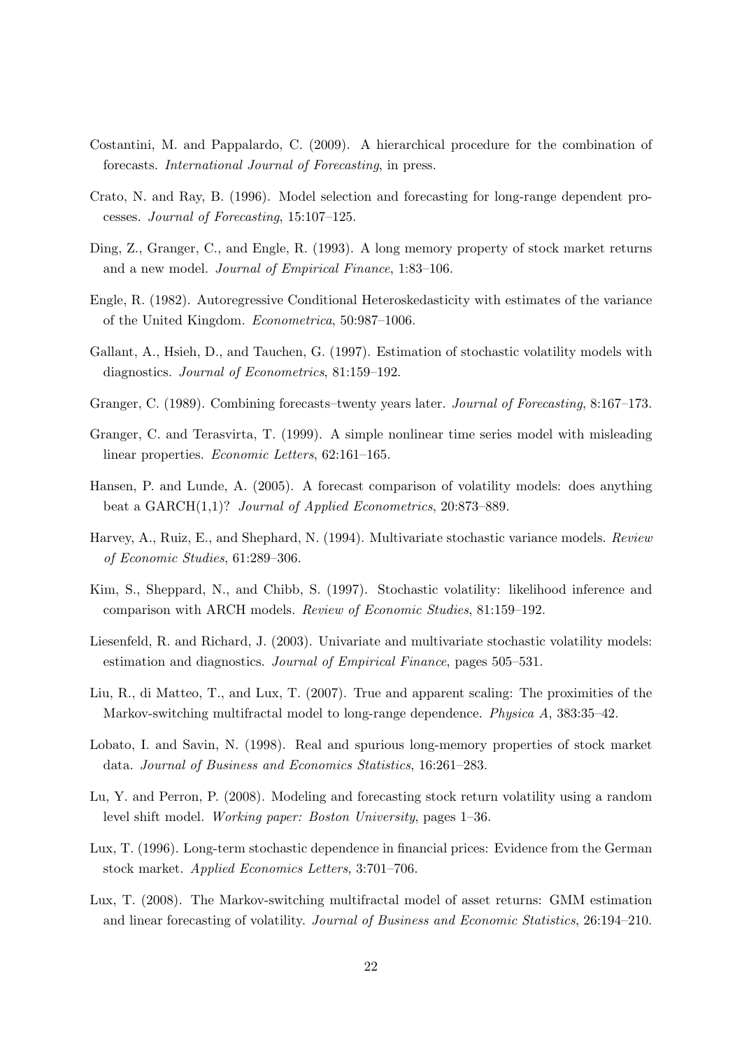Costantini, M. and Pappalardo, C. (2009). A hierarchical procedure for the combination of forecasts. *International Journal of Forecasting*, in press.

Crato, N. and Ray, B. (1996). Model selection and forecasting for long-range dependent processes. *Journal of Forecasting*, 15:107–125.

Ding, Z., Granger, C., and Engle, R. (1993). A long memory property of stock market returns and a new model. *Journal of Empirical Finance*, 1:83–106.

Engle, R. (1982). Autoregressive Conditional Heteroskedasticity with estimates of the variance of the United Kingdom. *Econometrica*, 50:987–1006.

Gallant, A., Hsieh, D., and Tauchen, G. (1997). Estimation of stochastic volatility models with diagnostics. *Journal of Econometrics*, 81:159–192.

Granger, C. (1989). Combining forecasts–twenty years later. *Journal of Forecasting*, 8:167–173.

Granger, C. and Terasvirta, T. (1999). A simple nonlinear time series model with misleading linear properties. *Economic Letters*, 62:161–165.

Hansen, P. and Lunde, A. (2005). A forecast comparison of volatility models: does anything beat a GARCH(1,1)? *Journal of Applied Econometrics*, 20:873–889.

Harvey, A., Ruiz, E., and Shephard, N. (1994). Multivariate stochastic variance models. *Review of Economic Studies*, 61:289–306.

Kim, S., Sheppard, N., and Chibb, S. (1997). Stochastic volatility: likelihood inference and comparison with ARCH models. *Review of Economic Studies*, 81:159–192.

Liesenfeld, R. and Richard, J. (2003). Univariate and multivariate stochastic volatility models: estimation and diagnostics. *Journal of Empirical Finance*, pages 505–531.

Liu, R., di Matteo, T., and Lux, T. (2007). True and apparent scaling: The proximities of the Markov-switching multifractal model to long-range dependence. *Physica A*, 383:35–42.

Lobato, I. and Savin, N. (1998). Real and spurious long-memory properties of stock market data. *Journal of Business and Economics Statistics*, 16:261–283.

Lu, Y. and Perron, P. (2008). Modeling and forecasting stock return volatility using a random level shift model. *Working paper: Boston University*, pages 1–36.

Lux, T. (1996). Long-term stochastic dependence in financial prices: Evidence from the German stock market. *Applied Economics Letters*, 3:701–706.

Lux, T. (2008). The Markov-switching multifractal model of asset returns: GMM estimation and linear forecasting of volatility. *Journal of Business and Economic Statistics*, 26:194–210.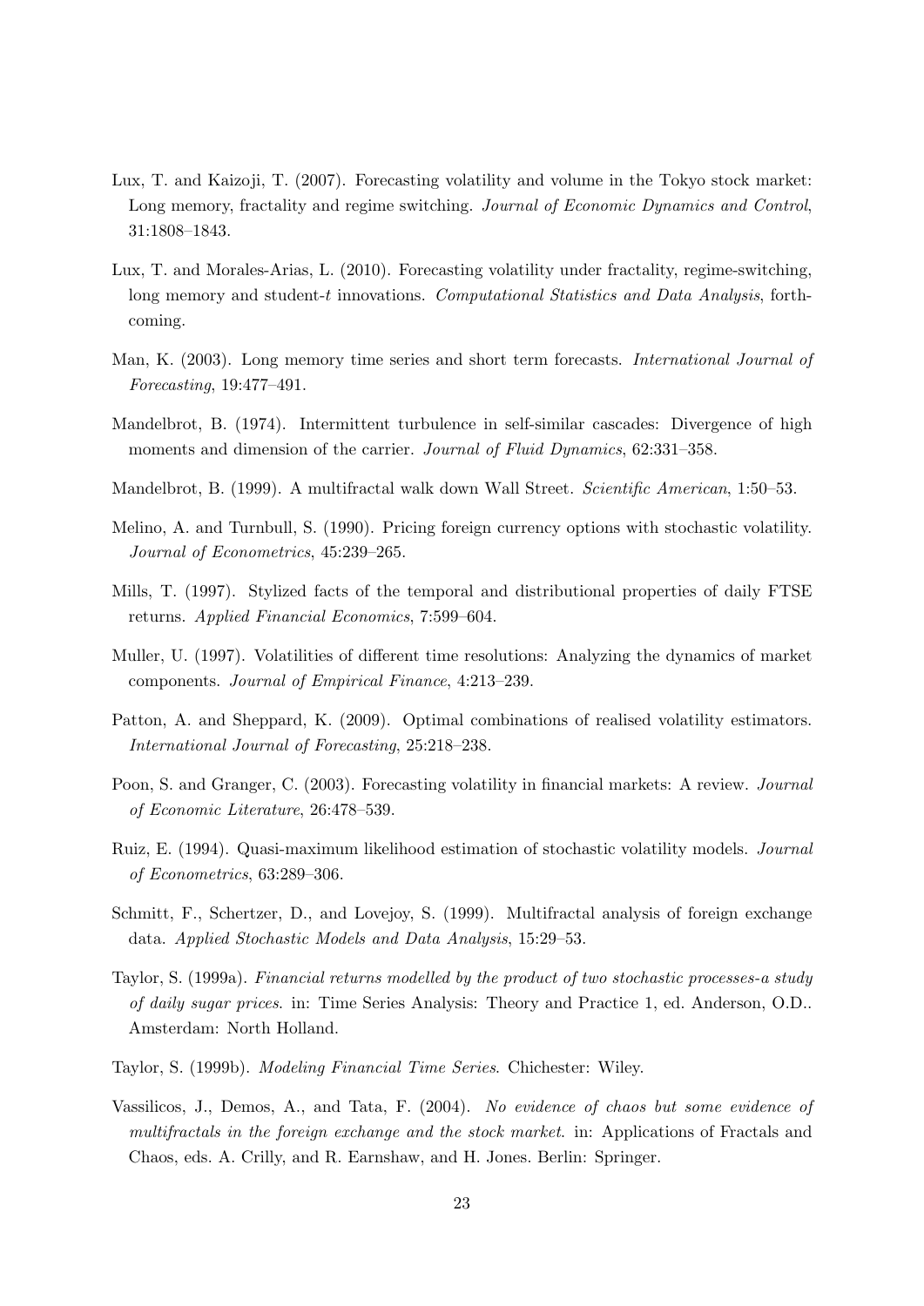Lux, T. and Kaizoji, T. (2007). Forecasting volatility and volume in the Tokyo stock market: Long memory, fractality and regime switching. *Journal of Economic Dynamics and Control*, 31:1808–1843.

Lux, T. and Morales-Arias, L. (2010). Forecasting volatility under fractality, regime-switching, long memory and student-$t$ innovations. *Computational Statistics and Data Analysis*, forthcoming.

Man, K. (2003). Long memory time series and short term forecasts. *International Journal of Forecasting*, 19:477–491.

Mandelbrot, B. (1974). Intermittent turbulence in self-similar cascades: Divergence of high moments and dimension of the carrier. *Journal of Fluid Dynamics*, 62:331–358.

Mandelbrot, B. (1999). A multifractal walk down Wall Street. *Scientific American*, 1:50–53.

Melino, A. and Turnbull, S. (1990). Pricing foreign currency options with stochastic volatility. *Journal of Econometrics*, 45:239–265.

Mills, T. (1997). Stylized facts of the temporal and distributional properties of daily FTSE returns. *Applied Financial Economics*, 7:599–604.

Muller, U. (1997). Volatilities of different time resolutions: Analyzing the dynamics of market components. *Journal of Empirical Finance*, 4:213–239.

Patton, A. and Sheppard, K. (2009). Optimal combinations of realised volatility estimators. *International Journal of Forecasting*, 25:218–238.

Poon, S. and Granger, C. (2003). Forecasting volatility in financial markets: A review. *Journal of Economic Literature*, 26:478–539.

Ruiz, E. (1994). Quasi-maximum likelihood estimation of stochastic volatility models. *Journal of Econometrics*, 63:289–306.

Schmitt, F., Schertzer, D., and Lovejoy, S. (1999). Multifractal analysis of foreign exchange data. *Applied Stochastic Models and Data Analysis*, 15:29–53.

Taylor, S. (1999a). *Financial returns modelled by the product of two stochastic processes-a study of daily sugar prices*. in: Time Series Analysis: Theory and Practice 1, ed. Anderson, O.D.. Amsterdam: North Holland.

Taylor, S. (1999b). *Modeling Financial Time Series*. Chichester: Wiley.

Vassilicos, J., Demos, A., and Tata, F. (2004). *No evidence of chaos but some evidence of multifractals in the foreign exchange and the stock market*. in: Applications of Fractals and Chaos, eds. A. Crilly, and R. Earnshaw, and H. Jones. Berlin: Springer.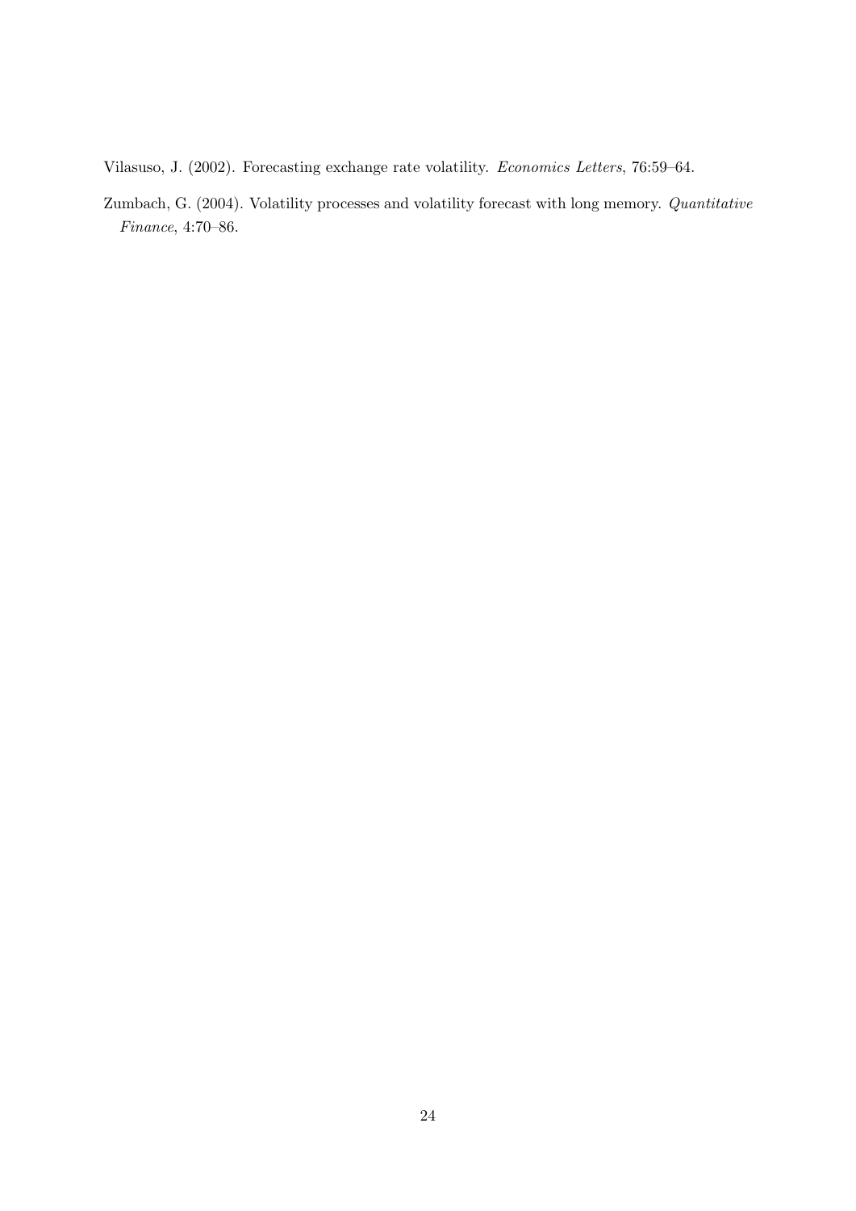Vilasuso, J. (2002). Forecasting exchange rate volatility. *Economics Letters*, 76:59–64.

Zumbach, G. (2004). Volatility processes and volatility forecast with long memory. *Quantitative Finance*, 4:70–86.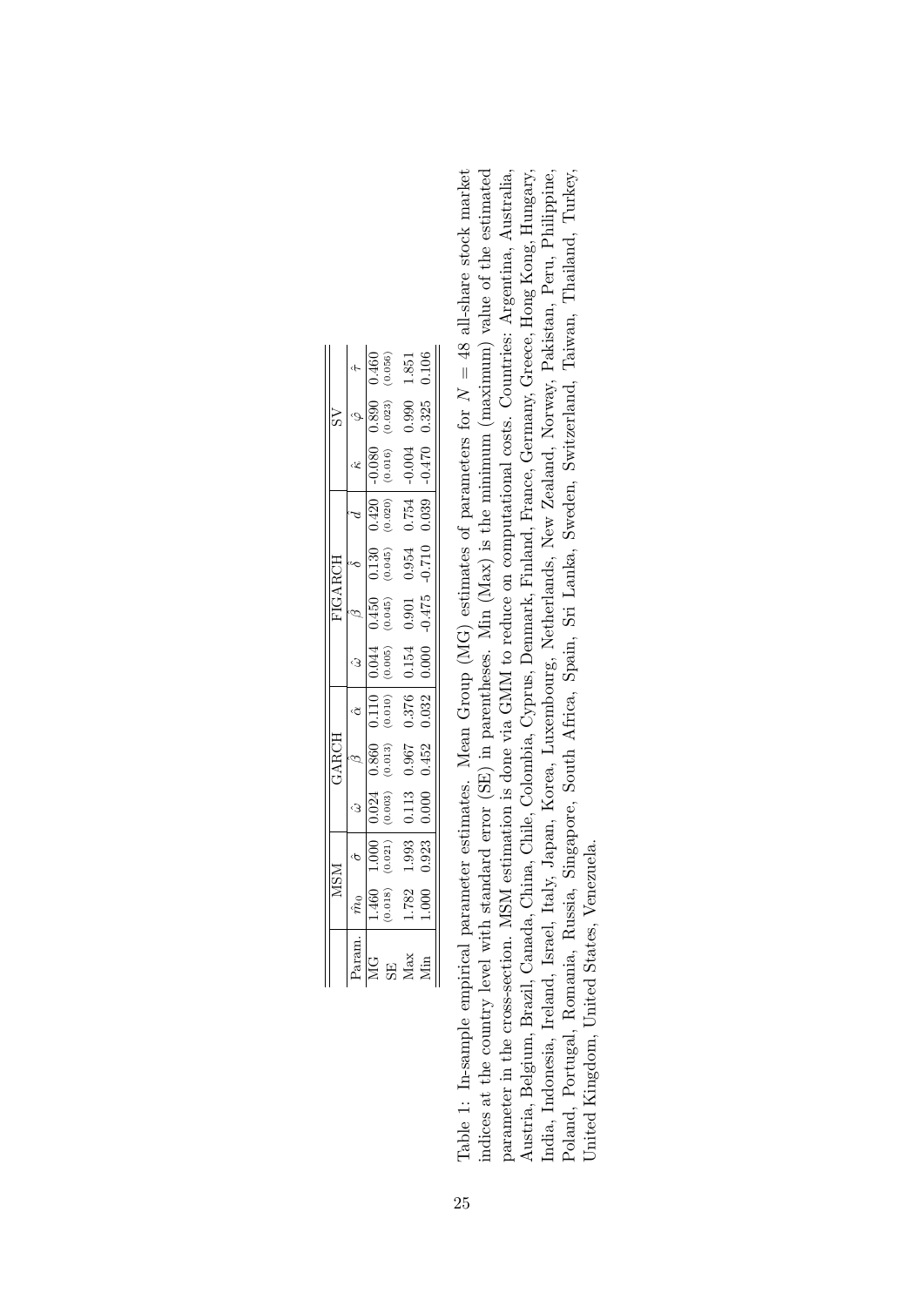| | MSM | | GARCH | | | FIGARCH | | | | SV | | |
|---|---|---|---|---|---|---|---|---|---|---|---|---|
| Param. | $\hat{m}_0$ | $\hat{\sigma}$ | $\hat{\omega}$ | $\hat{\beta}$ | $\hat{\alpha}$ | $\hat{\omega}$ | $\hat{\beta}$ | $\hat{\delta}$ | $\hat{d}$ | $\hat{\kappa}$ | $\hat{\varphi}$ | $\hat{\tau}$ |
| MG | 1.460 | 1.000 | 0.024 | 0.860 | 0.110 | 0.044 | 0.450 | 0.130 | 0.420 | -0.080 | 0.890 | 0.460 |
| SE | (0.018) | (0.021) | (0.003) | (0.013) | (0.010) | (0.005) | (0.045) | (0.045) | (0.020) | (0.016) | (0.023) | (0.056) |
| Max | 1.782 | 1.993 | 0.113 | 0.967 | 0.376 | 0.154 | 0.901 | 0.954 | 0.754 | -0.004 | 0.990 | 1.851 |
| Min | 1.000 | 0.923 | 0.000 | 0.452 | 0.032 | 0.000 | -0.475 | -0.710 | 0.039 | -0.470 | 0.325 | 0.106 |

Table 1: In-sample empirical parameter estimates. Mean Group (MG) estimates of parameters for $N = 48$ all-share stock market indices at the country level with standard error (SE) in parentheses. Min (Max) is the minimum (maximum) value of the estimated parameter in the cross-section. MSM estimation is done via GMM to reduce on computational costs. Countries: Argentina, Australia, Austria, Belgium, Brazil, Canada, China, Chile, Colombia, Cyprus, Denmark, Finland, France, Germany, Greece, Hong Kong, Hungary, India, Indonesia, Ireland, Israel, Italy, Japan, Korea, Luxembourg, Netherlands, New Zealand, Norway, Pakistan, Peru, Philippine, Poland, Portugal, Romania, Russia, Singapore, South Africa, Spain, Sri Lanka, Sweden, Switzerland, Taiwan, Thailand, Turkey, United Kingdom, United States, Venezuela.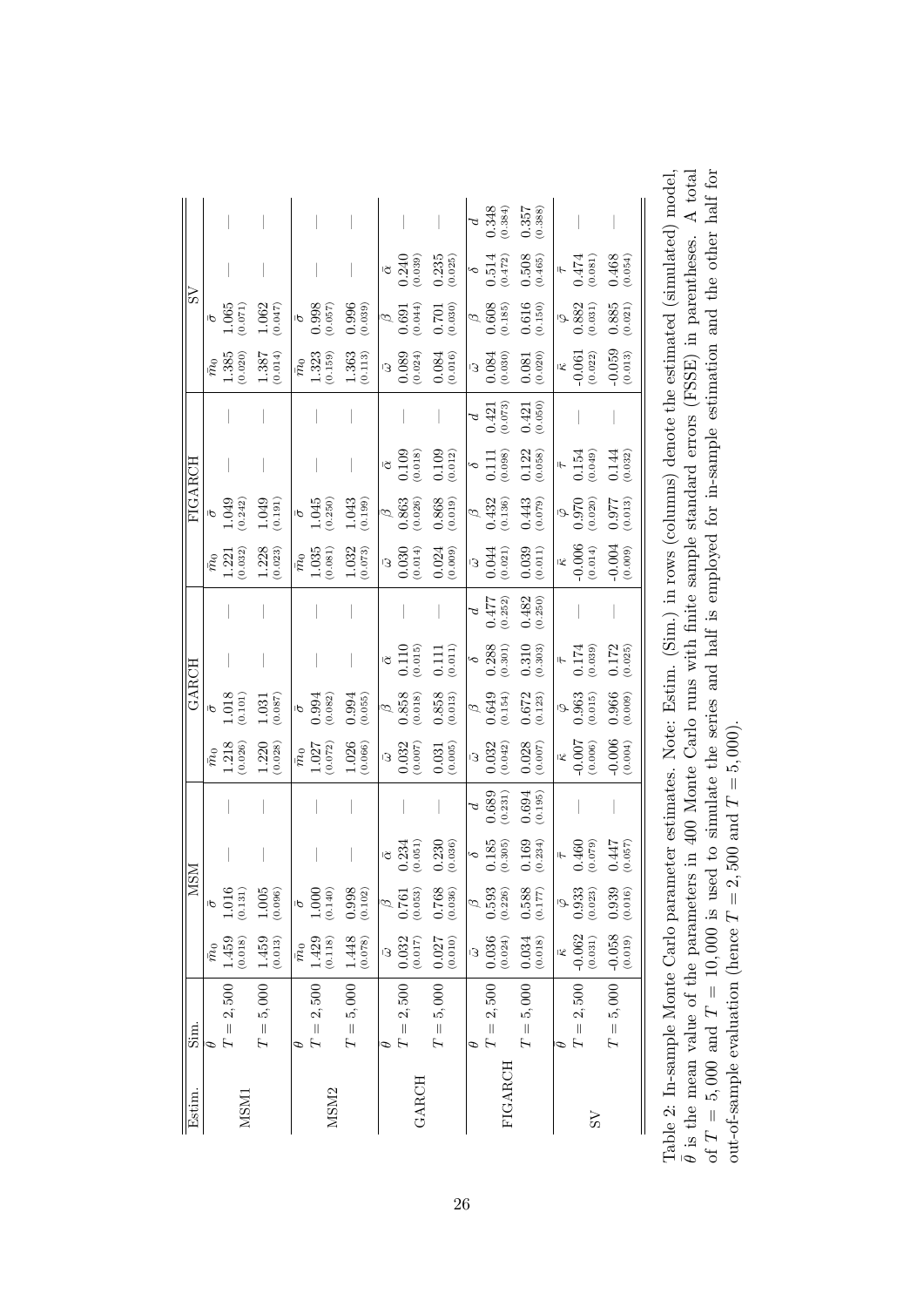| Estim. | Sim. | MSM | | | | GARCH | | | | FIGARCH | | | | SV | | | |
|---|---|---|---|---|---|---|---|---|---|---|---|---|---|---|---|---|---|
| MSM1 | $\theta$ | $\bar{m}_0$ | $\bar{\sigma}$ | | | $\bar{m}_0$ | $\bar{\sigma}$ | | | $\bar{m}_0$ | $\bar{\sigma}$ | | | $\bar{m}_0$ | $\bar{\sigma}$ | | |
| | $T = 2,500$ | 1.459 (0.018) | 1.016 (0.131) | — | — | 1.218 (0.026) | 1.018 (0.101) | — | — | 1.221 (0.032) | 1.049 (0.242) | — | — | 1.385 (0.020) | 1.065 (0.071) | — | — |
| | $T = 5,000$ | 1.459 (0.013) | 1.005 (0.096) | — | — | 1.220 (0.028) | 1.031 (0.087) | — | — | 1.228 (0.023) | 1.049 (0.191) | — | — | 1.387 (0.014) | 1.062 (0.047) | — | — |
| MSM2 | $\theta$ | $\bar{m}_0$ | $\bar{\sigma}$ | | | $\bar{m}_0$ | $\bar{\sigma}$ | | | $\bar{m}_0$ | $\bar{\sigma}$ | | | $\bar{m}_0$ | $\bar{\sigma}$ | | |
| | $T = 2,500$ | 1.429 (0.118) | 1.000 (0.140) | — | — | 1.027 (0.072) | 0.994 (0.082) | — | — | 1.035 (0.081) | 1.045 (0.250) | — | — | 1.323 (0.159) | 0.998 (0.057) | — | — |
| | $T = 5,000$ | 1.448 (0.078) | 0.998 (0.102) | — | — | 1.026 (0.066) | 0.994 (0.055) | — | — | 1.032 (0.073) | 1.043 (0.199) | — | — | 1.363 (0.113) | 0.996 (0.039) | — | — |
| GARCH | $\theta$ | $\bar{\omega}$ | $\bar{\beta}$ | $\bar{\alpha}$ | | $\bar{\omega}$ | $\bar{\beta}$ | $\bar{\alpha}$ | | $\bar{\omega}$ | $\bar{\beta}$ | $\bar{\alpha}$ | | $\bar{\omega}$ | $\bar{\beta}$ | $\bar{\alpha}$ | |
| | $T = 2,500$ | 0.032 (0.017) | 0.761 (0.053) | 0.234 (0.051) | — | 0.032 (0.007) | 0.858 (0.018) | 0.110 (0.015) | — | 0.030 (0.014) | 0.863 (0.026) | 0.109 (0.018) | — | 0.089 (0.024) | 0.691 (0.044) | 0.240 (0.039) | — |
| | $T = 5,000$ | 0.027 (0.010) | 0.768 (0.036) | 0.230 (0.036) | — | 0.031 (0.005) | 0.858 (0.013) | 0.111 (0.011) | — | 0.024 (0.009) | 0.868 (0.019) | 0.109 (0.012) | — | 0.084 (0.016) | 0.701 (0.030) | 0.235 (0.025) | — |
| FIGARCH | $\theta$ | $\bar{\omega}$ | $\bar{\beta}$ | $\bar{\delta}$ | $\bar{d}$ | $\bar{\omega}$ | $\bar{\beta}$ | $\bar{\delta}$ | $\bar{d}$ | $\bar{\omega}$ | $\bar{\beta}$ | $\bar{\delta}$ | $\bar{d}$ | $\bar{\omega}$ | $\bar{\beta}$ | $\bar{\delta}$ | $\bar{d}$ |
| | $T = 2,500$ | 0.036 (0.024) | 0.593 (0.226) | 0.185 (0.305) | 0.689 (0.231) | 0.032 (0.042) | 0.649 (0.154) | 0.288 (0.301) | 0.477 (0.252) | 0.044 (0.021) | 0.432 (0.136) | 0.111 (0.098) | 0.421 (0.073) | 0.084 (0.030) | 0.608 (0.185) | 0.514 (0.472) | 0.348 (0.384) |
| | $T = 5,000$ | 0.034 (0.018) | 0.588 (0.177) | 0.169 (0.234) | 0.694 (0.195) | 0.028 (0.007) | 0.672 (0.123) | 0.310 (0.303) | 0.482 (0.250) | 0.039 (0.011) | 0.443 (0.079) | 0.122 (0.058) | 0.421 (0.050) | 0.081 (0.020) | 0.616 (0.150) | 0.508 (0.465) | 0.357 (0.388) |
| SV | $\theta$ | $\bar{\kappa}$ | $\bar{\varphi}$ | $\bar{\tau}$ | | $\bar{\kappa}$ | $\bar{\varphi}$ | $\bar{\tau}$ | | $\bar{\kappa}$ | $\bar{\varphi}$ | $\bar{\tau}$ | | $\bar{\kappa}$ | $\bar{\varphi}$ | $\bar{\tau}$ | |
| | $T = 2,500$ | -0.062 (0.031) | 0.933 (0.023) | 0.460 (0.079) | — | -0.007 (0.006) | 0.963 (0.015) | 0.174 (0.039) | — | -0.006 (0.014) | 0.970 (0.020) | 0.154 (0.049) | — | -0.061 (0.022) | 0.882 (0.031) | 0.474 (0.081) | — |
| | $T = 5,000$ | -0.058 (0.019) | 0.939 (0.016) | 0.447 (0.057) | — | -0.006 (0.004) | 0.966 (0.009) | 0.172 (0.025) | — | -0.004 (0.009) | 0.977 (0.013) | 0.144 (0.032) | — | -0.059 (0.013) | 0.885 (0.021) | 0.468 (0.054) | — |

Table 2: In-sample Monte Carlo parameter estimates. Note: Estim. (Sim.) in rows (columns) denote the estimated (simulated) model, $\bar{\theta}$ is the mean value of the parameters in 400 Monte Carlo runs with finite sample standard errors (FSSE) in parentheses. A total of $T = 5,000$ and $T = 10,000$ is used to simulate the series and half is employed for in-sample estimation and the other half for out-of-sample evaluation (hence $T = 2,500$ and $T = 5,000$).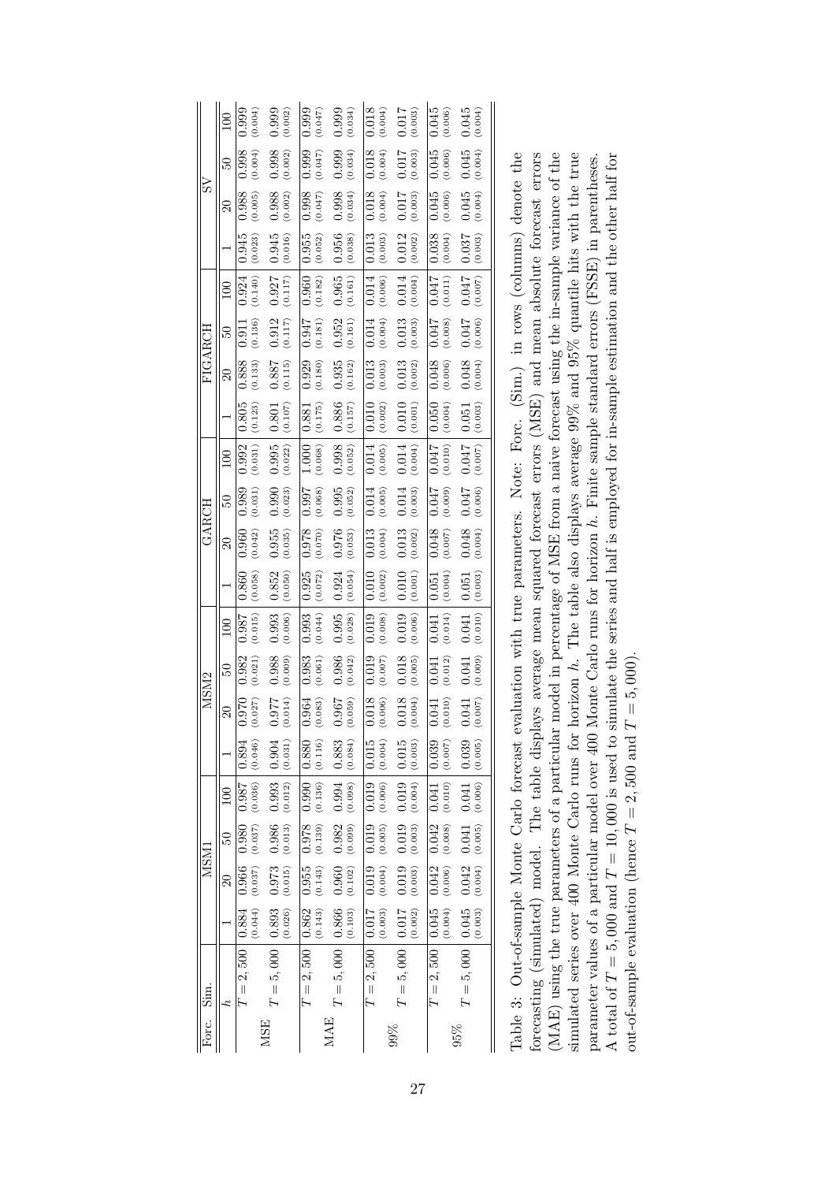| Forc. | Sim. | MSM1 | | | | MSM2 | | | | GARCH | | | | FIGARCH | | | | SV | | | |
|---|---|---|---|---|---|---|---|---|---|---|---|---|---|---|---|---|---|---|---|---|---|
| | $h$ | 1 | 20 | 50 | 100 | 1 | 20 | 50 | 100 | 1 | 20 | 50 | 100 | 1 | 20 | 50 | 100 | 1 | 20 | 50 | 100 |
| MSE | $T=2,500$ | 0.884 (0.044) | 0.966 (0.037) | 0.980 (0.037) | 0.987 (0.036) | 0.894 (0.046) | 0.970 (0.027) | 0.982 (0.021) | 0.987 (0.015) | 0.860 (0.058) | 0.960 (0.042) | 0.989 (0.031) | 0.992 (0.031) | 0.805 (0.123) | 0.888 (0.133) | 0.911 (0.136) | 0.924 (0.140) | 0.945 (0.023) | 0.988 (0.005) | 0.998 (0.004) | 0.999 (0.004) |
| | $T=5,000$ | 0.893 (0.026) | 0.973 (0.015) | 0.986 (0.013) | 0.993 (0.012) | 0.904 (0.031) | 0.977 (0.014) | 0.988 (0.009) | 0.993 (0.006) | 0.852 (0.050) | 0.955 (0.035) | 0.990 (0.023) | 0.995 (0.022) | 0.801 (0.107) | 0.887 (0.115) | 0.912 (0.117) | 0.927 (0.117) | 0.945 (0.016) | 0.988 (0.002) | 0.998 (0.002) | 0.999 (0.002) |
| MAE | $T=2,500$ | 0.862 (0.143) | 0.955 (0.143) | 0.978 (0.139) | 0.990 (0.136) | 0.880 (0.116) | 0.964 (0.083) | 0.983 (0.061) | 0.993 (0.044) | 0.925 (0.072) | 0.978 (0.070) | 0.997 (0.068) | 1.000 (0.068) | 0.881 (0.175) | 0.929 (0.180) | 0.947 (0.181) | 0.960 (0.182) | 0.955 (0.052) | 0.998 (0.047) | 0.999 (0.047) | 0.999 (0.047) |
| | $T=5,000$ | 0.866 (0.103) | 0.960 (0.102) | 0.982 (0.099) | 0.994 (0.098) | 0.883 (0.084) | 0.967 (0.059) | 0.986 (0.042) | 0.995 (0.028) | 0.924 (0.054) | 0.976 (0.053) | 0.995 (0.052) | 0.998 (0.052) | 0.886 (0.157) | 0.935 (0.162) | 0.952 (0.161) | 0.965 (0.161) | 0.956 (0.038) | 0.998 (0.034) | 0.999 (0.034) | 0.999 (0.034) |
| 99% | $T=2,500$ | 0.017 (0.003) | 0.019 (0.004) | 0.019 (0.005) | 0.019 (0.006) | 0.015 (0.004) | 0.018 (0.006) | 0.019 (0.007) | 0.019 (0.008) | 0.010 (0.002) | 0.013 (0.004) | 0.014 (0.005) | 0.014 (0.005) | 0.010 (0.002) | 0.013 (0.003) | 0.014 (0.004) | 0.014 (0.006) | 0.013 (0.003) | 0.018 (0.004) | 0.018 (0.004) | 0.018 (0.004) |
| | $T=5,000$ | 0.017 (0.002) | 0.019 (0.003) | 0.019 (0.003) | 0.019 (0.004) | 0.015 (0.003) | 0.018 (0.004) | 0.018 (0.005) | 0.019 (0.006) | 0.010 (0.001) | 0.013 (0.002) | 0.014 (0.003) | 0.014 (0.004) | 0.010 (0.001) | 0.013 (0.002) | 0.013 (0.003) | 0.014 (0.004) | 0.012 (0.002) | 0.017 (0.003) | 0.017 (0.003) | 0.017 (0.003) |
| 95% | $T=2,500$ | 0.045 (0.004) | 0.042 (0.006) | 0.042 (0.008) | 0.041 (0.010) | 0.039 (0.007) | 0.041 (0.010) | 0.041 (0.012) | 0.041 (0.014) | 0.051 (0.004) | 0.048 (0.007) | 0.047 (0.009) | 0.047 (0.010) | 0.050 (0.004) | 0.048 (0.006) | 0.047 (0.008) | 0.047 (0.011) | 0.038 (0.004) | 0.045 (0.006) | 0.045 (0.006) | 0.045 (0.006) |
| | $T=5,000$ | 0.045 (0.003) | 0.042 (0.004) | 0.041 (0.005) | 0.041 (0.006) | 0.039 (0.005) | 0.041 (0.007) | 0.041 (0.009) | 0.041 (0.010) | 0.051 (0.003) | 0.048 (0.004) | 0.047 (0.006) | 0.047 (0.007) | 0.051 (0.003) | 0.048 (0.004) | 0.047 (0.006) | 0.047 (0.007) | 0.037 (0.003) | 0.045 (0.004) | 0.045 (0.004) | 0.045 (0.004) |

Table 3: Out-of-sample Monte Carlo forecast evaluation with true parameters. Note: Forc. (Sim.) in rows (columns) denote the forecasting (simulated) model. The table displays average mean squared forecast errors (MSE) and mean absolute forecast errors (MAE) using the true parameters of a particular model in percentage of MSE from a naive forecast using the in-sample variance of the simulated series over 400 Monte Carlo runs for horizon $h$. The table also displays average 99% and 95% quantile hits with the true parameter values of a particular model over 400 Monte Carlo runs for horizon $h$. Finite sample standard errors (FSSE) in parentheses. A total of $T = 5,000$ and $T = 10,000$ is used to simulate the series and half is employed for in-sample estimation and the other half for out-of-sample evaluation (hence $T = 2,500$ and $T = 5,000$).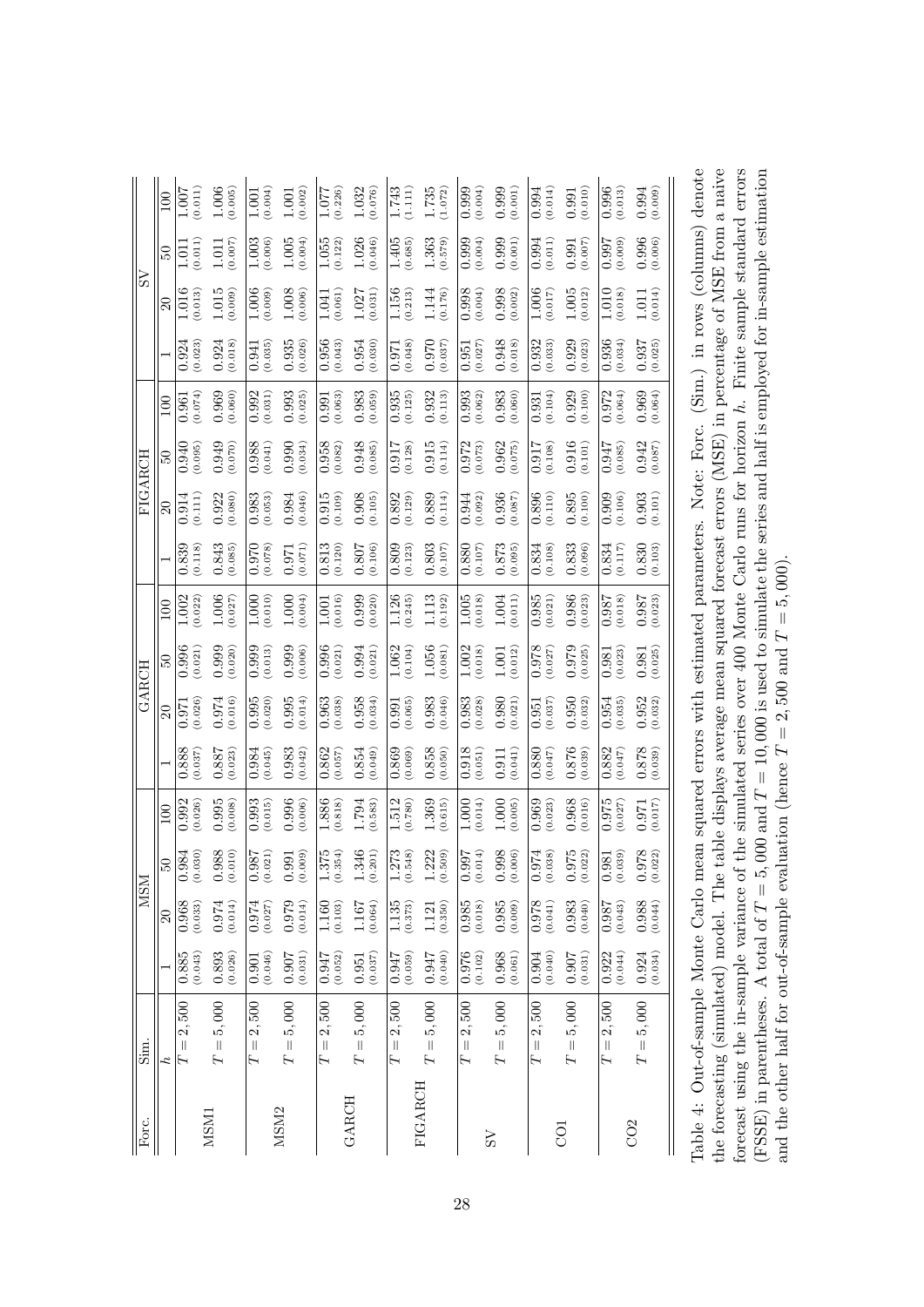| Forc. | Sim. | MSM | | | | GARCH | | | | FIGARCH | | | | SV | | | |
|---|---|---|---|---|---|---|---|---|---|---|---|---|---|---|---|---|---|
| | $h$ | 1 | 20 | 50 | 100 | 1 | 20 | 50 | 100 | 1 | 20 | 50 | 100 | 1 | 20 | 50 | 100 |
| MSM1 | $T=2,500$ | 0.885 (0.043) | 0.968 (0.033) | 0.984 (0.030) | 0.992 (0.026) | 0.888 (0.037) | 0.971 (0.026) | 0.996 (0.021) | 1.002 (0.022) | 0.839 (0.118) | 0.914 (0.111) | 0.940 (0.095) | 0.961 (0.074) | 0.924 (0.023) | 1.016 (0.013) | 1.011 (0.011) | 1.007 (0.011) |
| | $T=5,000$ | 0.893 (0.026) | 0.974 (0.014) | 0.988 (0.010) | 0.995 (0.008) | 0.887 (0.023) | 0.974 (0.016) | 0.999 (0.020) | 1.006 (0.027) | 0.843 (0.085) | 0.922 (0.080) | 0.949 (0.070) | 0.969 (0.060) | 0.924 (0.018) | 1.015 (0.009) | 1.011 (0.007) | 1.006 (0.005) |
| MSM2 | $T=2,500$ | 0.901 (0.046) | 0.974 (0.027) | 0.987 (0.021) | 0.993 (0.015) | 0.984 (0.045) | 0.995 (0.020) | 0.999 (0.013) | 1.000 (0.010) | 0.970 (0.078) | 0.983 (0.053) | 0.988 (0.041) | 0.992 (0.031) | 0.941 (0.035) | 1.006 (0.009) | 1.003 (0.006) | 1.001 (0.004) |
| | $T=5,000$ | 0.907 (0.031) | 0.979 (0.014) | 0.991 (0.009) | 0.996 (0.006) | 0.983 (0.042) | 0.995 (0.014) | 0.999 (0.006) | 1.000 (0.004) | 0.971 (0.071) | 0.984 (0.046) | 0.990 (0.034) | 0.993 (0.025) | 0.935 (0.026) | 1.008 (0.006) | 1.005 (0.004) | 1.001 (0.002) |
| GARCH | $T=2,500$ | 0.947 (0.052) | 1.160 (0.103) | 1.375 (0.354) | 1.886 (0.818) | 0.862 (0.057) | 0.963 (0.038) | 0.996 (0.021) | 1.001 (0.016) | 0.813 (0.120) | 0.915 (0.109) | 0.958 (0.082) | 0.991 (0.063) | 0.956 (0.043) | 1.041 (0.061) | 1.055 (0.122) | 1.077 (0.226) |
| | $T=5,000$ | 0.951 (0.037) | 1.167 (0.064) | 1.346 (0.201) | 1.794 (0.583) | 0.854 (0.049) | 0.958 (0.034) | 0.994 (0.021) | 0.999 (0.020) | 0.807 (0.106) | 0.908 (0.105) | 0.948 (0.085) | 0.983 (0.059) | 0.954 (0.030) | 1.027 (0.031) | 1.026 (0.046) | 1.032 (0.076) |
| FIGARCH | $T=2,500$ | 0.947 (0.059) | 1.135 (0.373) | 1.273 (0.548) | 1.512 (0.780) | 0.869 (0.069) | 0.991 (0.065) | 1.062 (0.104) | 1.126 (0.245) | 0.809 (0.123) | 0.892 (0.129) | 0.917 (0.128) | 0.935 (0.125) | 0.971 (0.048) | 1.156 (0.213) | 1.405 (0.685) | 1.743 (1.111) |
| | $T=5,000$ | 0.947 (0.040) | 1.121 (0.350) | 1.222 (0.509) | 1.369 (0.615) | 0.858 (0.050) | 0.983 (0.046) | 1.056 (0.081) | 1.113 (0.192) | 0.803 (0.107) | 0.889 (0.114) | 0.915 (0.114) | 0.932 (0.113) | 0.970 (0.037) | 1.144 (0.176) | 1.363 (0.579) | 1.735 (1.072) |
| SV | $T=2,500$ | 0.976 (0.102) | 0.985 (0.018) | 0.997 (0.014) | 1.000 (0.014) | 0.918 (0.051) | 0.983 (0.028) | 1.002 (0.018) | 1.005 (0.018) | 0.880 (0.107) | 0.944 (0.092) | 0.972 (0.073) | 0.993 (0.062) | 0.951 (0.027) | 0.998 (0.004) | 0.999 (0.004) | 0.999 (0.004) |
| | $T=5,000$ | 0.968 (0.061) | 0.985 (0.009) | 0.998 (0.006) | 1.000 (0.005) | 0.911 (0.041) | 0.980 (0.021) | 1.001 (0.012) | 1.004 (0.011) | 0.873 (0.095) | 0.936 (0.087) | 0.962 (0.075) | 0.983 (0.060) | 0.948 (0.018) | 0.998 (0.002) | 0.999 (0.001) | 0.999 (0.001) |
| CO1 | $T=2,500$ | 0.904 (0.040) | 0.978 (0.041) | 0.974 (0.038) | 0.969 (0.023) | 0.880 (0.047) | 0.951 (0.037) | 0.978 (0.027) | 0.985 (0.021) | 0.834 (0.108) | 0.896 (0.110) | 0.917 (0.108) | 0.931 (0.104) | 0.932 (0.033) | 1.006 (0.017) | 0.994 (0.011) | 0.994 (0.014) |
| | $T=5,000$ | 0.907 (0.031) | 0.983 (0.040) | 0.975 (0.022) | 0.968 (0.016) | 0.876 (0.039) | 0.950 (0.032) | 0.979 (0.025) | 0.986 (0.023) | 0.833 (0.096) | 0.895 (0.100) | 0.916 (0.101) | 0.929 (0.100) | 0.929 (0.023) | 1.005 (0.012) | 0.991 (0.007) | 0.991 (0.010) |
| CO2 | $T=2,500$ | 0.922 (0.044) | 0.987 (0.043) | 0.981 (0.039) | 0.975 (0.027) | 0.882 (0.047) | 0.954 (0.035) | 0.981 (0.023) | 0.987 (0.018) | 0.834 (0.117) | 0.909 (0.106) | 0.947 (0.085) | 0.972 (0.064) | 0.936 (0.034) | 1.010 (0.018) | 0.997 (0.009) | 0.996 (0.013) |
| | $T=5,000$ | 0.924 (0.034) | 0.988 (0.044) | 0.978 (0.022) | 0.971 (0.017) | 0.878 (0.039) | 0.952 (0.032) | 0.981 (0.025) | 0.987 (0.023) | 0.830 (0.103) | 0.903 (0.101) | 0.942 (0.087) | 0.969 (0.064) | 0.937 (0.025) | 1.011 (0.014) | 0.996 (0.006) | 0.994 (0.009) |

Table 4: Out-of-sample Monte Carlo mean squared errors with estimated parameters. Note: Forc. (Sim.) in rows (columns) denote the forecasting (simulated) model. The table displays average mean squared forecast errors (MSE) in percentage of MSE from a naive forecast using the in-sample variance of the simulated series over 400 Monte Carlo runs for horizon $h$. Finite sample standard errors (FSSE) in parentheses. A total of $T = 5,000$ and $T = 10,000$ is used to simulate the series and half is employed for in-sample estimation and the other half for out-of-sample evaluation (hence $T = 2,500$ and $T = 5,000$).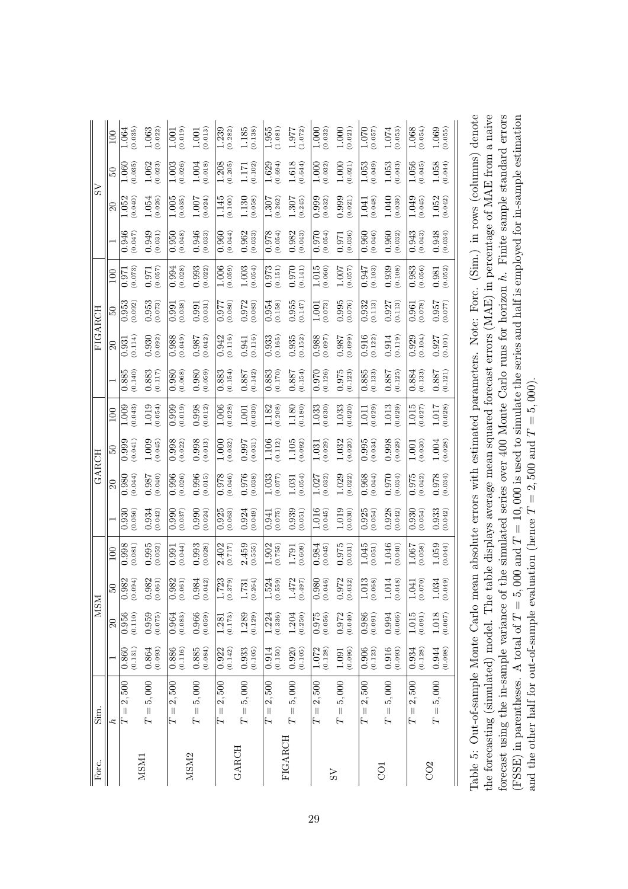| Forc. | Sim. | MSM | | | | GARCH | | | | FIGARCH | | | | SV | | | |
|---|---|---|---|---|---|---|---|---|---|---|---|---|---|---|---|---|---|
| | $h$ | 1 | 20 | 50 | 100 | 1 | 20 | 50 | 100 | 1 | 20 | 50 | 100 | 1 | 20 | 50 | 100 |
| MSM1 | $T = 2,500$ | 0.860 (0.131) | 0.956 (0.110) | 0.982 (0.094) | 0.998 (0.081) | 0.930 (0.056) | 0.980 (0.044) | 0.999 (0.041) | 1.009 (0.043) | 0.885 (0.140) | 0.931 (0.114) | 0.953 (0.092) | 0.971 (0.073) | 0.946 (0.047) | 1.052 (0.040) | 1.060 (0.035) | 1.064 (0.035) |
| | $T = 5,000$ | 0.864 (0.093) | 0.959 (0.075) | 0.982 (0.061) | 0.995 (0.052) | 0.934 (0.042) | 0.987 (0.040) | 1.009 (0.045) | 1.019 (0.054) | 0.883 (0.117) | 0.930 (0.092) | 0.953 (0.073) | 0.971 (0.057) | 0.949 (0.031) | 1.054 (0.026) | 1.062 (0.023) | 1.063 (0.022) |
| MSM2 | $T = 2,500$ | 0.886 (0.116) | 0.964 (0.083) | 0.982 (0.061) | 0.991 (0.044) | 0.990 (0.037) | 0.996 (0.026) | 0.998 (0.022) | 0.999 (0.019) | 0.980 (0.068) | 0.988 (0.049) | 0.991 (0.038) | 0.994 (0.028) | 0.950 (0.048) | 1.005 (0.035) | 1.003 (0.026) | 1.001 (0.019) |
| | $T = 5,000$ | 0.885 (0.084) | 0.966 (0.059) | 0.984 (0.042) | 0.993 (0.028) | 0.990 (0.024) | 0.996 (0.015) | 0.998 (0.013) | 0.998 (0.012) | 0.980 (0.059) | 0.987 (0.042) | 0.991 (0.031) | 0.993 (0.022) | 0.946 (0.033) | 1.007 (0.024) | 1.004 (0.018) | 1.001 (0.013) |
| GARCH | $T = 2,500$ | 0.922 (0.142) | 1.281 (0.173) | 1.723 (0.379) | 2.402 (0.717) | 0.925 (0.063) | 0.978 (0.046) | 1.000 (0.032) | 1.006 (0.028) | 0.883 (0.154) | 0.942 (0.116) | 0.977 (0.080) | 1.006 (0.059) | 0.960 (0.044) | 1.145 (0.100) | 1.208 (0.205) | 1.239 (0.282) |
| | $T = 5,000$ | 0.933 (0.105) | 1.289 (0.129) | 1.731 (0.264) | 2.459 (0.555) | 0.924 (0.049) | 0.976 (0.038) | 0.997 (0.031) | 1.001 (0.030) | 0.887 (0.142) | 0.941 (0.116) | 0.972 (0.083) | 1.003 (0.054) | 0.962 (0.033) | 1.130 (0.058) | 1.171 (0.102) | 1.185 (0.138) |
| FIGARCH | $T = 2,500$ | 0.914 (0.150) | 1.224 (0.336) | 1.524 (0.559) | 1.902 (0.755) | 0.941 (0.075) | 1.033 (0.077) | 1.106 (0.112) | 1.182 (0.208) | 0.883 (0.170) | 0.933 (0.165) | 0.954 (0.158) | 0.973 (0.151) | 0.978 (0.054) | 1.307 (0.262) | 1.629 (0.694) | 1.955 (1.081) |
| | $T = 5,000$ | 0.920 (0.105) | 1.204 (0.250) | 1.472 (0.497) | 1.791 (0.609) | 0.939 (0.051) | 1.031 (0.054) | 1.105 (0.092) | 1.180 (0.180) | 0.887 (0.154) | 0.935 (0.152) | 0.955 (0.147) | 0.970 (0.141) | 0.982 (0.043) | 1.307 (0.245) | 1.618 (0.644) | 1.977 (1.072) |
| SV | $T = 2,500$ | 1.072 (0.128) | 0.975 (0.056) | 0.980 (0.046) | 0.984 (0.045) | 1.016 (0.045) | 1.027 (0.032) | 1.031 (0.029) | 1.033 (0.030) | 0.970 (0.126) | 0.988 (0.097) | 1.001 (0.073) | 1.015 (0.060) | 0.970 (0.054) | 0.999 (0.032) | 1.000 (0.032) | 1.000 (0.032) |
| | $T = 5,000$ | 1.091 (0.096) | 0.972 (0.040) | 0.972 (0.032) | 0.975 (0.031) | 1.019 (0.030) | 1.029 (0.022) | 1.032 (0.020) | 1.033 (0.020) | 0.975 (0.123) | 0.987 (0.099) | 0.995 (0.076) | 1.007 (0.057) | 0.971 (0.036) | 0.999 (0.021) | 1.000 (0.021) | 1.000 (0.021) |
| CO1 | $T = 2,500$ | 0.906 (0.123) | 0.986 (0.091) | 1.013 (0.068) | 1.045 (0.051) | 0.925 (0.054) | 0.968 (0.044) | 0.995 (0.034) | 1.011 (0.029) | 0.885 (0.133) | 0.916 (0.122) | 0.932 (0.113) | 0.947 (0.103) | 0.960 (0.046) | 1.041 (0.048) | 1.053 (0.049) | 1.070 (0.057) |
| | $T = 5,000$ | 0.916 (0.093) | 0.994 (0.066) | 1.014 (0.048) | 1.046 (0.040) | 0.928 (0.042) | 0.970 (0.034) | 0.998 (0.029) | 1.013 (0.029) | 0.887 (0.125) | 0.914 (0.119) | 0.927 (0.113) | 0.939 (0.108) | 0.960 (0.032) | 1.040 (0.039) | 1.053 (0.043) | 1.074 (0.053) |
| CO2 | $T = 2,500$ | 0.934 (0.128) | 1.015 (0.091) | 1.041 (0.070) | 1.067 (0.058) | 0.930 (0.054) | 0.975 (0.042) | 1.001 (0.030) | 1.015 (0.027) | 0.884 (0.133) | 0.929 (0.104) | 0.961 (0.078) | 0.983 (0.056) | 0.943 (0.043) | 1.049 (0.045) | 1.056 (0.045) | 1.068 (0.054) |
| | $T = 5,000$ | 0.944 (0.098) | 1.018 (0.067) | 1.034 (0.049) | 1.059 (0.044) | 0.933 (0.042) | 0.978 (0.034) | 1.004 (0.028) | 1.017 (0.028) | 0.887 (0.121) | 0.927 (0.101) | 0.957 (0.077) | 0.981 (0.052) | 0.948 (0.034) | 1.052 (0.042) | 1.058 (0.044) | 1.069 (0.055) |

Table 5: Out-of-sample Monte Carlo mean absolute errors with estimated parameters. Note: Forc. (Sim.) in rows (columns) denote the forecasting (simulated) model. The table displays average mean squared forecast errors (MAE) in percentage of MAE from a naive forecast using the in-sample variance of the simulated series over 400 Monte Carlo runs for horizon $h$. Finite sample standard errors (FSSE) in parentheses. A total of $T = 5,000$ and $T = 10,000$ is used to simulate the series and half is employed for in-sample estimation and the other half for out-of-sample evaluation (hence $T = 2,500$ and $T = 5,000$).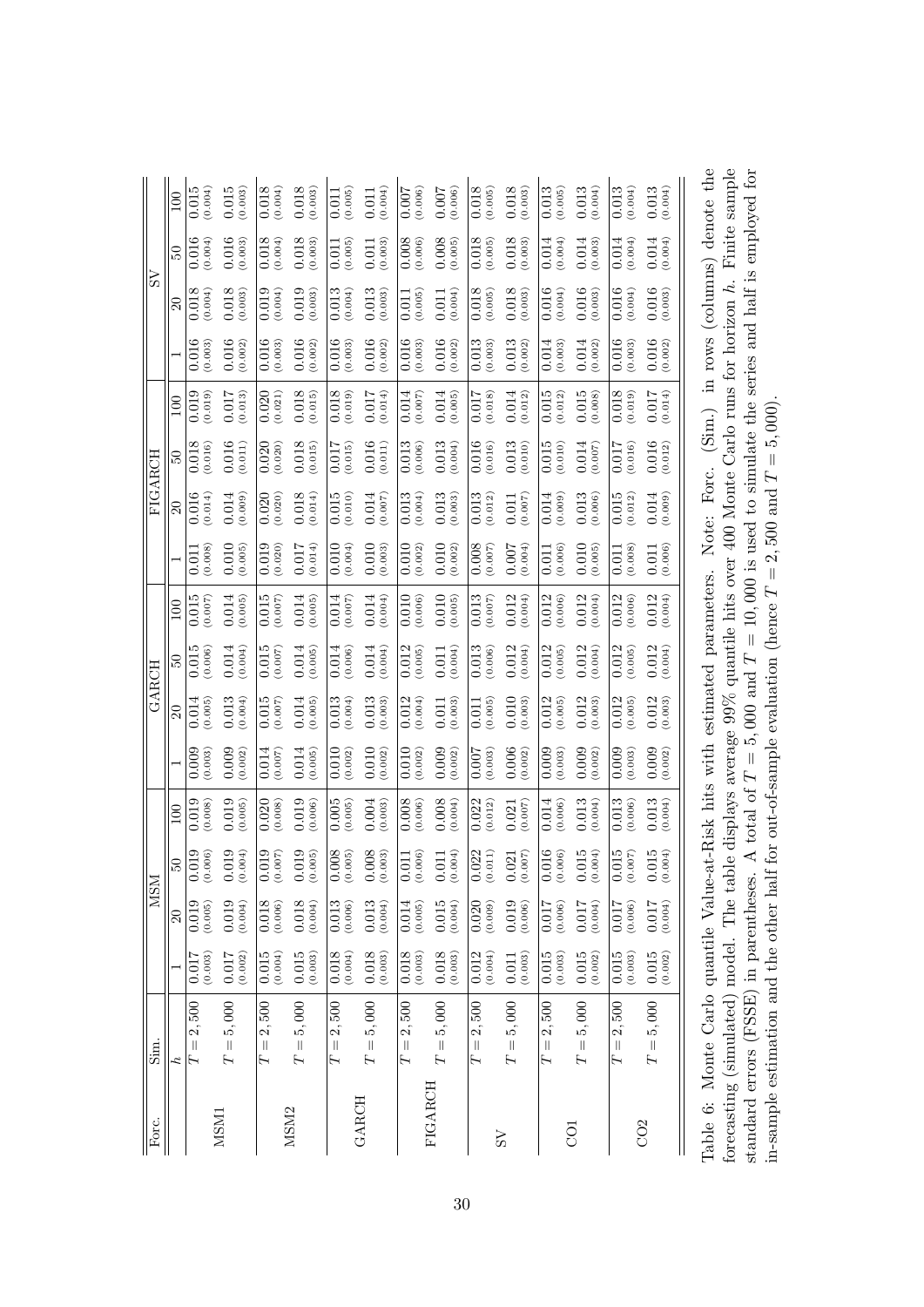| Forc. | Sim. | MSM | | | | GARCH | | | | FIGARCH | | | | SV | | | |
|---|---|---|---|---|---|---|---|---|---|---|---|---|---|---|---|---|---|
| | $h$ | 1 | 20 | 50 | 100 | 1 | 20 | 50 | 100 | 1 | 20 | 50 | 100 | 1 | 20 | 50 | 100 |
| MSM1 | $T=2,500$ | 0.017 (0.003) | 0.019 (0.005) | 0.019 (0.006) | 0.019 (0.008) | 0.009 (0.003) | 0.014 (0.005) | 0.015 (0.006) | 0.015 (0.007) | 0.011 (0.008) | 0.016 (0.014) | 0.018 (0.016) | 0.019 (0.019) | 0.016 (0.003) | 0.018 (0.004) | 0.016 (0.004) | 0.015 (0.004) |
| | $T=5,000$ | 0.017 (0.002) | 0.019 (0.004) | 0.019 (0.004) | 0.019 (0.005) | 0.009 (0.002) | 0.013 (0.004) | 0.014 (0.004) | 0.014 (0.005) | 0.010 (0.005) | 0.014 (0.009) | 0.016 (0.011) | 0.017 (0.013) | 0.016 (0.002) | 0.018 (0.003) | 0.016 (0.003) | 0.015 (0.003) |
| MSM2 | $T=2,500$ | 0.015 (0.004) | 0.018 (0.006) | 0.019 (0.007) | 0.020 (0.008) | 0.014 (0.007) | 0.015 (0.007) | 0.015 (0.007) | 0.015 (0.007) | 0.019 (0.020) | 0.020 (0.020) | 0.020 (0.020) | 0.020 (0.021) | 0.016 (0.003) | 0.019 (0.004) | 0.018 (0.004) | 0.018 (0.004) |
| | $T=5,000$ | 0.015 (0.003) | 0.018 (0.004) | 0.019 (0.005) | 0.019 (0.006) | 0.014 (0.005) | 0.014 (0.005) | 0.014 (0.005) | 0.014 (0.005) | 0.017 (0.014) | 0.018 (0.014) | 0.018 (0.015) | 0.018 (0.015) | 0.016 (0.002) | 0.019 (0.003) | 0.018 (0.003) | 0.018 (0.003) |
| GARCH | $T=2,500$ | 0.018 (0.004) | 0.013 (0.006) | 0.008 (0.005) | 0.005 (0.005) | 0.010 (0.002) | 0.013 (0.004) | 0.014 (0.006) | 0.014 (0.007) | 0.010 (0.004) | 0.015 (0.010) | 0.017 (0.015) | 0.018 (0.019) | 0.016 (0.003) | 0.013 (0.004) | 0.011 (0.005) | 0.011 (0.005) |
| | $T=5,000$ | 0.018 (0.003) | 0.013 (0.004) | 0.008 (0.003) | 0.004 (0.003) | 0.010 (0.002) | 0.013 (0.003) | 0.014 (0.004) | 0.014 (0.004) | 0.010 (0.003) | 0.014 (0.007) | 0.016 (0.011) | 0.017 (0.014) | 0.016 (0.002) | 0.013 (0.003) | 0.011 (0.003) | 0.011 (0.004) |
| FIGARCH | $T=2,500$ | 0.018 (0.003) | 0.014 (0.005) | 0.011 (0.006) | 0.008 (0.006) | 0.010 (0.002) | 0.012 (0.004) | 0.012 (0.005) | 0.010 (0.006) | 0.010 (0.002) | 0.013 (0.004) | 0.013 (0.006) | 0.014 (0.007) | 0.016 (0.003) | 0.011 (0.005) | 0.008 (0.006) | 0.007 (0.006) |
| | $T=5,000$ | 0.018 (0.003) | 0.015 (0.004) | 0.011 (0.004) | 0.008 (0.004) | 0.009 (0.002) | 0.011 (0.003) | 0.011 (0.004) | 0.010 (0.005) | 0.010 (0.002) | 0.013 (0.003) | 0.013 (0.004) | 0.014 (0.005) | 0.016 (0.002) | 0.011 (0.004) | 0.008 (0.005) | 0.007 (0.006) |
| SV | $T=2,500$ | 0.012 (0.004) | 0.020 (0.009) | 0.022 (0.011) | 0.022 (0.012) | 0.007 (0.003) | 0.011 (0.005) | 0.013 (0.006) | 0.013 (0.007) | 0.008 (0.007) | 0.013 (0.012) | 0.016 (0.016) | 0.017 (0.018) | 0.013 (0.003) | 0.018 (0.005) | 0.018 (0.005) | 0.018 (0.005) |
| | $T=5,000$ | 0.011 (0.003) | 0.019 (0.006) | 0.021 (0.007) | 0.021 (0.007) | 0.006 (0.002) | 0.010 (0.003) | 0.012 (0.004) | 0.012 (0.004) | 0.007 (0.004) | 0.011 (0.007) | 0.013 (0.010) | 0.014 (0.012) | 0.013 (0.002) | 0.018 (0.003) | 0.018 (0.003) | 0.018 (0.003) |
| CO1 | $T=2,500$ | 0.015 (0.003) | 0.017 (0.006) | 0.016 (0.006) | 0.014 (0.006) | 0.009 (0.003) | 0.012 (0.005) | 0.012 (0.005) | 0.012 (0.006) | 0.011 (0.006) | 0.014 (0.009) | 0.015 (0.010) | 0.015 (0.012) | 0.014 (0.003) | 0.016 (0.004) | 0.014 (0.004) | 0.013 (0.005) |
| | $T=5,000$ | 0.015 (0.002) | 0.017 (0.004) | 0.015 (0.004) | 0.013 (0.004) | 0.009 (0.002) | 0.012 (0.003) | 0.012 (0.004) | 0.012 (0.004) | 0.010 (0.005) | 0.013 (0.006) | 0.014 (0.007) | 0.015 (0.008) | 0.014 (0.002) | 0.016 (0.003) | 0.014 (0.003) | 0.013 (0.004) |
| CO2 | $T=2,500$ | 0.015 (0.003) | 0.017 (0.006) | 0.015 (0.007) | 0.013 (0.006) | 0.009 (0.003) | 0.012 (0.005) | 0.012 (0.005) | 0.012 (0.006) | 0.011 (0.008) | 0.015 (0.012) | 0.017 (0.016) | 0.018 (0.019) | 0.016 (0.003) | 0.016 (0.004) | 0.014 (0.004) | 0.013 (0.004) |
| | $T=5,000$ | 0.015 (0.002) | 0.017 (0.004) | 0.015 (0.004) | 0.013 (0.004) | 0.009 (0.002) | 0.012 (0.003) | 0.012 (0.004) | 0.012 (0.004) | 0.011 (0.006) | 0.014 (0.009) | 0.016 (0.012) | 0.017 (0.014) | 0.016 (0.002) | 0.016 (0.003) | 0.014 (0.004) | 0.013 (0.004) |

Table 6: Monte Carlo quantile Value-at-Risk hits with estimated parameters. Note: Forc. (Sim.) in rows (columns) denote the forecasting (simulated) model. The table displays average 99% quantile hits over 400 Monte Carlo runs for horizon $h$. Finite sample standard errors (FSSE) in parentheses. A total of $T = 5,000$ and $T = 10,000$ is used to simulate the series and half is employed for in-sample estimation and the other half for out-of-sample evaluation (hence $T = 2,500$ and $T = 5,000$).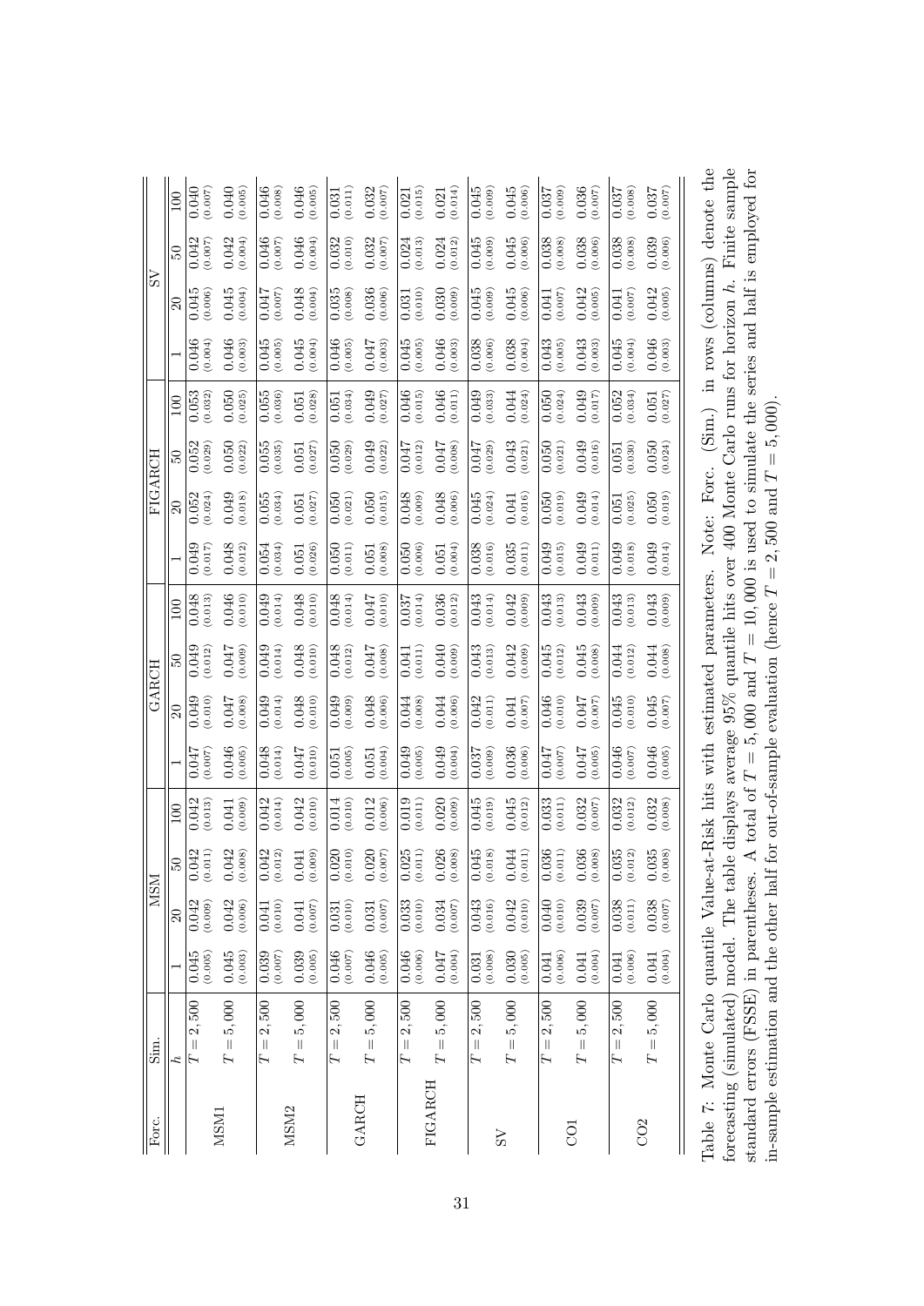| Forc. | Sim. | MSM | | | | GARCH | | | | FIGARCH | | | | SV | | | |
|---|---|---|---|---|---|---|---|---|---|---|---|---|---|---|---|---|---|
| | $h$ | 1 | 20 | 50 | 100 | 1 | 20 | 50 | 100 | 1 | 20 | 50 | 100 | 1 | 20 | 50 | 100 |
| MSM1 | $T = 2,500$ | 0.045 (0.005) | 0.042 (0.009) | 0.042 (0.011) | 0.042 (0.013) | 0.047 (0.007) | 0.049 (0.010) | 0.049 (0.012) | 0.048 (0.013) | 0.049 (0.017) | 0.052 (0.024) | 0.052 (0.029) | 0.053 (0.032) | 0.046 (0.004) | 0.045 (0.006) | 0.042 (0.007) | 0.040 (0.007) |
| | $T = 5,000$ | 0.045 (0.003) | 0.042 (0.006) | 0.042 (0.008) | 0.041 (0.009) | 0.046 (0.005) | 0.047 (0.008) | 0.047 (0.009) | 0.046 (0.010) | 0.048 (0.012) | 0.049 (0.018) | 0.050 (0.022) | 0.050 (0.025) | 0.046 (0.003) | 0.045 (0.004) | 0.042 (0.004) | 0.040 (0.005) |
| MSM2 | $T = 2,500$ | 0.039 (0.007) | 0.041 (0.010) | 0.042 (0.012) | 0.042 (0.014) | 0.048 (0.014) | 0.049 (0.014) | 0.049 (0.014) | 0.049 (0.014) | 0.054 (0.034) | 0.055 (0.034) | 0.055 (0.035) | 0.055 (0.036) | 0.045 (0.005) | 0.047 (0.007) | 0.046 (0.007) | 0.046 (0.008) |
| | $T = 5,000$ | 0.039 (0.005) | 0.041 (0.007) | 0.041 (0.009) | 0.042 (0.010) | 0.047 (0.010) | 0.048 (0.010) | 0.048 (0.010) | 0.048 (0.010) | 0.051 (0.026) | 0.051 (0.027) | 0.051 (0.027) | 0.051 (0.028) | 0.045 (0.004) | 0.048 (0.004) | 0.046 (0.004) | 0.046 (0.005) |
| GARCH | $T = 2,500$ | 0.046 (0.007) | 0.031 (0.010) | 0.020 (0.010) | 0.014 (0.010) | 0.051 (0.005) | 0.049 (0.009) | 0.048 (0.012) | 0.048 (0.014) | 0.050 (0.011) | 0.050 (0.021) | 0.050 (0.029) | 0.051 (0.034) | 0.046 (0.005) | 0.035 (0.008) | 0.032 (0.010) | 0.031 (0.011) |
| | $T = 5,000$ | 0.046 (0.005) | 0.031 (0.007) | 0.020 (0.007) | 0.012 (0.006) | 0.051 (0.004) | 0.048 (0.006) | 0.047 (0.008) | 0.047 (0.010) | 0.051 (0.008) | 0.050 (0.015) | 0.049 (0.022) | 0.049 (0.027) | 0.047 (0.003) | 0.036 (0.006) | 0.032 (0.007) | 0.032 (0.007) |
| FIGARCH | $T = 2,500$ | 0.046 (0.006) | 0.033 (0.010) | 0.025 (0.011) | 0.019 (0.011) | 0.049 (0.005) | 0.044 (0.008) | 0.041 (0.011) | 0.037 (0.014) | 0.050 (0.006) | 0.048 (0.009) | 0.047 (0.012) | 0.046 (0.015) | 0.045 (0.005) | 0.031 (0.010) | 0.024 (0.013) | 0.021 (0.015) |
| | $T = 5,000$ | 0.047 (0.004) | 0.034 (0.007) | 0.026 (0.008) | 0.020 (0.009) | 0.049 (0.004) | 0.044 (0.006) | 0.040 (0.009) | 0.036 (0.012) | 0.051 (0.004) | 0.048 (0.006) | 0.047 (0.008) | 0.046 (0.011) | 0.046 (0.003) | 0.030 (0.009) | 0.024 (0.012) | 0.021 (0.014) |
| SV | $T = 2,500$ | 0.031 (0.008) | 0.043 (0.016) | 0.045 (0.018) | 0.045 (0.019) | 0.037 (0.009) | 0.042 (0.011) | 0.043 (0.013) | 0.043 (0.014) | 0.038 (0.016) | 0.045 (0.024) | 0.047 (0.029) | 0.049 (0.033) | 0.038 (0.006) | 0.045 (0.009) | 0.045 (0.009) | 0.045 (0.009) |
| | $T = 5,000$ | 0.030 (0.005) | 0.042 (0.010) | 0.044 (0.011) | 0.045 (0.012) | 0.036 (0.006) | 0.041 (0.007) | 0.042 (0.009) | 0.042 (0.009) | 0.035 (0.011) | 0.041 (0.016) | 0.043 (0.021) | 0.044 (0.024) | 0.038 (0.004) | 0.045 (0.006) | 0.045 (0.006) | 0.045 (0.006) |
| CO1 | $T = 2,500$ | 0.041 (0.006) | 0.040 (0.010) | 0.036 (0.011) | 0.033 (0.011) | 0.047 (0.007) | 0.046 (0.010) | 0.045 (0.012) | 0.043 (0.013) | 0.049 (0.015) | 0.050 (0.019) | 0.050 (0.021) | 0.050 (0.024) | 0.043 (0.005) | 0.041 (0.007) | 0.038 (0.008) | 0.037 (0.009) |
| | $T = 5,000$ | 0.041 (0.004) | 0.039 (0.007) | 0.036 (0.008) | 0.032 (0.007) | 0.047 (0.005) | 0.047 (0.007) | 0.045 (0.008) | 0.043 (0.009) | 0.049 (0.011) | 0.049 (0.014) | 0.049 (0.016) | 0.049 (0.017) | 0.043 (0.003) | 0.042 (0.005) | 0.038 (0.006) | 0.036 (0.007) |
| CO2 | $T = 2,500$ | 0.041 (0.006) | 0.038 (0.011) | 0.035 (0.012) | 0.032 (0.012) | 0.046 (0.007) | 0.045 (0.010) | 0.044 (0.012) | 0.043 (0.013) | 0.049 (0.018) | 0.051 (0.025) | 0.051 (0.030) | 0.052 (0.034) | 0.045 (0.004) | 0.041 (0.007) | 0.038 (0.008) | 0.037 (0.008) |
| | $T = 5,000$ | 0.041 (0.004) | 0.038 (0.007) | 0.035 (0.008) | 0.032 (0.008) | 0.046 (0.005) | 0.045 (0.007) | 0.044 (0.008) | 0.043 (0.009) | 0.049 (0.014) | 0.050 (0.019) | 0.050 (0.024) | 0.051 (0.027) | 0.046 (0.003) | 0.042 (0.005) | 0.039 (0.006) | 0.037 (0.007) |

Table 7: Monte Carlo quantile Value-at-Risk hits with estimated parameters. Note: Forc. (Sim.) in rows (columns) denote the forecasting (simulated) model. The table displays average 95% quantile hits over 400 Monte Carlo runs for horizon $h$. Finite sample standard errors (FSSE) in parentheses. A total of $T = 5,000$ and $T = 10,000$ is used to simulate the series and half is employed for in-sample estimation and the other half for out-of-sample evaluation (hence $T = 2,500$ and $T = 5,000$).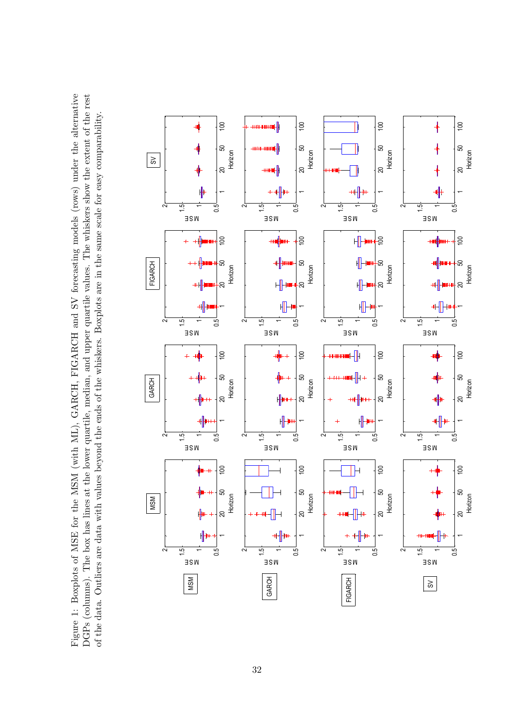Figure 1: Boxplots of MSE for the MSM (with ML), GARCH, FIGARCH and SV forecasting models (rows) under the alternative DGPs (columns). The box has lines at the lower quartile, median, and upper quartile values. The whiskers show the extent of the rest of the data. Outliers are data with values beyond the ends of the whiskers. Boxplots are in the same scale for easy comparability.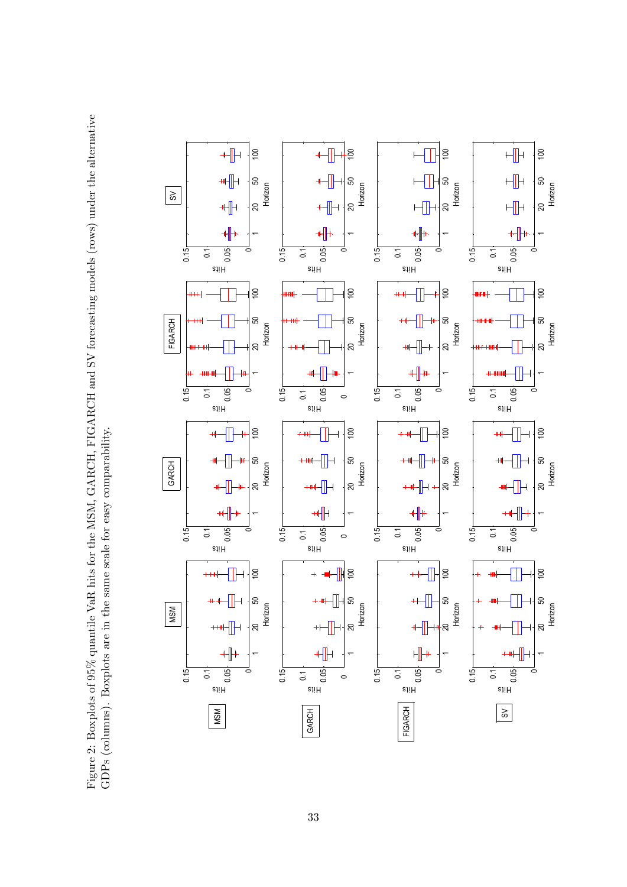Figure 2: Boxplots of 95% quantile VaR hits for the MSM, GARCH, FIGARCH and SV forecasting models (rows) under the alternative GDPs (columns). Boxplots are in the same scale for easy comparability.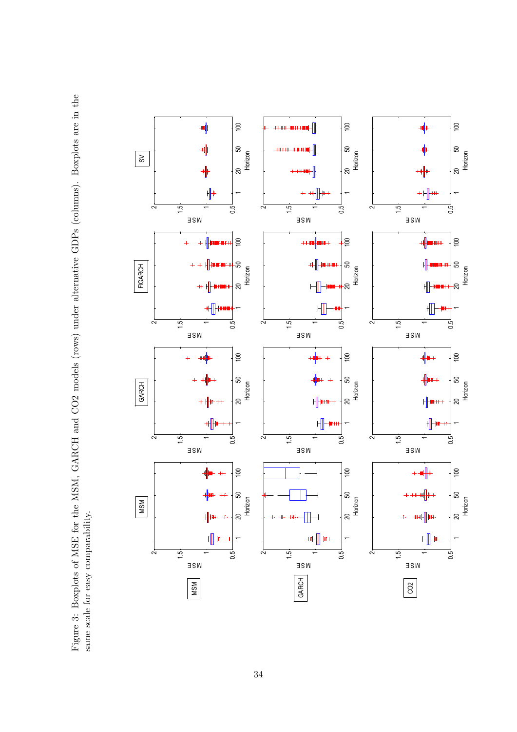Figure 3: Boxplots of MSE for the MSM, GARCH and $CO_2$ models (rows) under alternative GDPs (columns). Boxplots are in the same scale for easy comparability.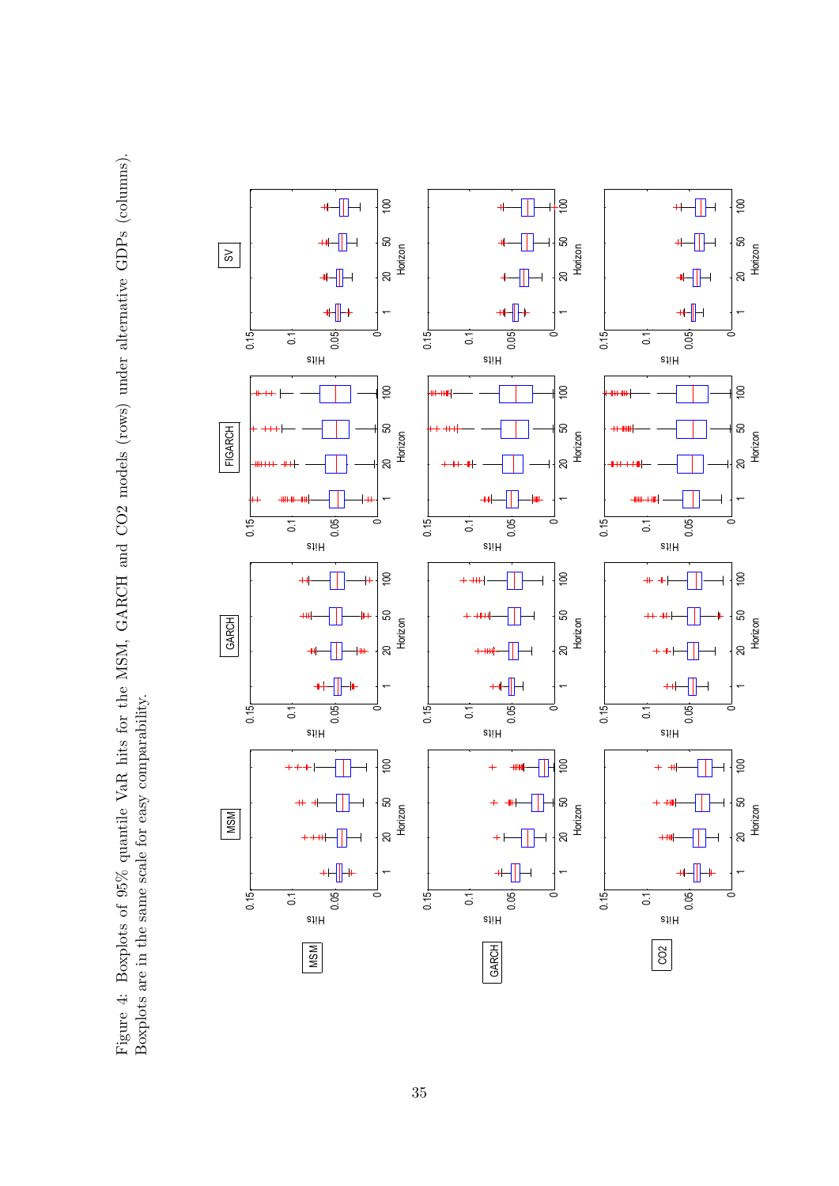Figure 4: Boxplots of 95% quantile VaR hits for the MSM, GARCH and CO2 models (rows) under alternative GDPs (columns). Boxplots are in the same scale for easy comparability.

MSM
GARCH
FIGARCH
SV

MSM
GARCH
CO2

Hits
0.15
0.1
0.05
0

Horizon
1
20
50
100